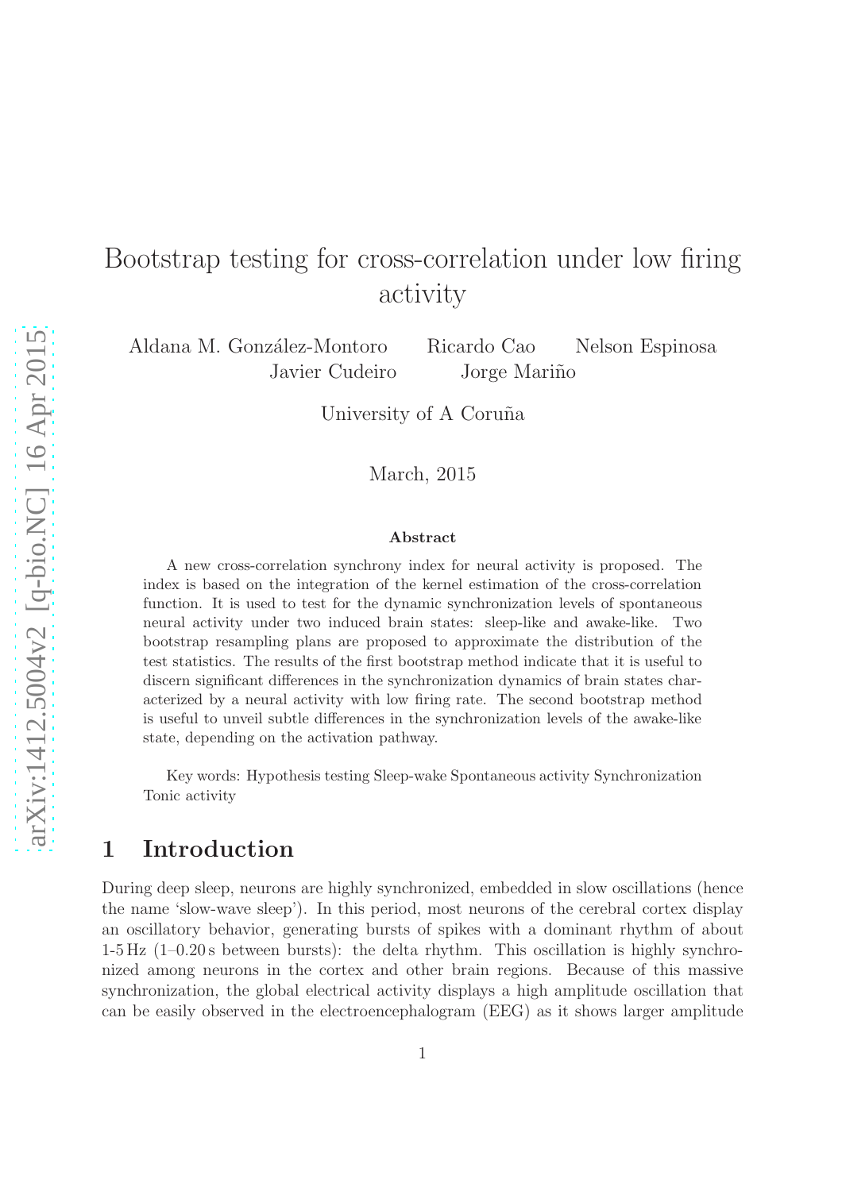# Bootstrap testing for cross-correlation under low firing activity

Aldana M. González-Montoro    Ricardo Cao    Nelson Espinosa
Javier Cudeiro    Jorge Mariño

University of A Coruña

March, 2015

### Abstract

A new cross-correlation synchrony index for neural activity is proposed. The index is based on the integration of the kernel estimation of the cross-correlation function. It is used to test for the dynamic synchronization levels of spontaneous neural activity under two induced brain states: sleep-like and awake-like. Two bootstrap resampling plans are proposed to approximate the distribution of the test statistics. The results of the first bootstrap method indicate that it is useful to discern significant differences in the synchronization dynamics of brain states characterized by a neural activity with low firing rate. The second bootstrap method is useful to unveil subtle differences in the synchronization levels of the awake-like state, depending on the activation pathway.

Key words: Hypothesis testing Sleep-wake Spontaneous activity Synchronization Tonic activity

## 1 Introduction

During deep sleep, neurons are highly synchronized, embedded in slow oscillations (hence the name 'slow-wave sleep'). In this period, most neurons of the cerebral cortex display an oscillatory behavior, generating bursts of spikes with a dominant rhythm of about 1-5 Hz (1–0.20 s between bursts): the delta rhythm. This oscillation is highly synchronized among neurons in the cortex and other brain regions. Because of this massive synchronization, the global electrical activity displays a high amplitude oscillation that can be easily observed in the electroencephalogram (EEG) as it shows larger amplitude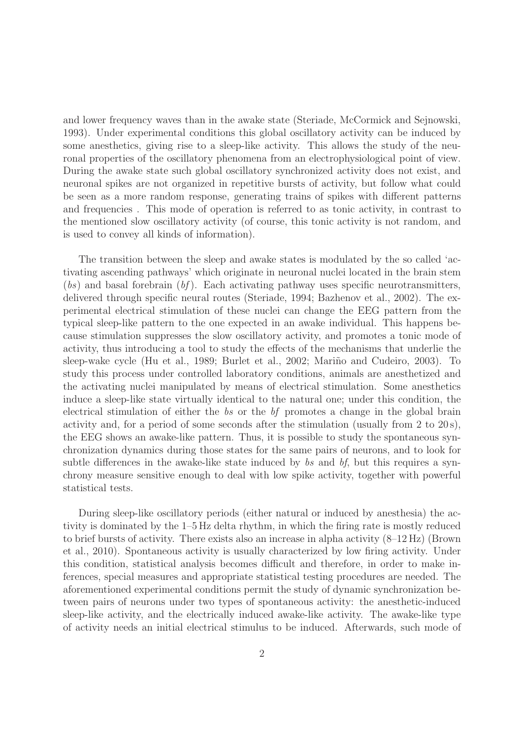and lower frequency waves than in the awake state (Steriade, McCormick and Sejnowski, 1993). Under experimental conditions this global oscillatory activity can be induced by some anesthetics, giving rise to a sleep-like activity. This allows the study of the neuronal properties of the oscillatory phenomena from an electrophysiological point of view. During the awake state such global oscillatory synchronized activity does not exist, and neuronal spikes are not organized in repetitive bursts of activity, but follow what could be seen as a more random response, generating trains of spikes with different patterns and frequencies . This mode of operation is referred to as tonic activity, in contrast to the mentioned slow oscillatory activity (of course, this tonic activity is not random, and is used to convey all kinds of information).

The transition between the sleep and awake states is modulated by the so called 'activating ascending pathways' which originate in neuronal nuclei located in the brain stem (*bs*) and basal forebrain (*bf*). Each activating pathway uses specific neurotransmitters, delivered through specific neural routes (Steriade, 1994; Bazhenov et al., 2002). The experimental electrical stimulation of these nuclei can change the EEG pattern from the typical sleep-like pattern to the one expected in an awake individual. This happens because stimulation suppresses the slow oscillatory activity, and promotes a tonic mode of activity, thus introducing a tool to study the effects of the mechanisms that underlie the sleep-wake cycle (Hu et al., 1989; Burlet et al., 2002; Mariño and Cudeiro, 2003). To study this process under controlled laboratory conditions, animals are anesthetized and the activating nuclei manipulated by means of electrical stimulation. Some anesthetics induce a sleep-like state virtually identical to the natural one; under this condition, the electrical stimulation of either the *bs* or the *bf* promotes a change in the global brain activity and, for a period of some seconds after the stimulation (usually from 2 to 20 s), the EEG shows an awake-like pattern. Thus, it is possible to study the spontaneous synchronization dynamics during those states for the same pairs of neurons, and to look for subtle differences in the awake-like state induced by *bs* and *bf*, but this requires a synchrony measure sensitive enough to deal with low spike activity, together with powerful statistical tests.

During sleep-like oscillatory periods (either natural or induced by anesthesia) the activity is dominated by the 1–5 Hz delta rhythm, in which the firing rate is mostly reduced to brief bursts of activity. There exists also an increase in alpha activity (8–12 Hz) (Brown et al., 2010). Spontaneous activity is usually characterized by low firing activity. Under this condition, statistical analysis becomes difficult and therefore, in order to make inferences, special measures and appropriate statistical testing procedures are needed. The aforementioned experimental conditions permit the study of dynamic synchronization between pairs of neurons under two types of spontaneous activity: the anesthetic-induced sleep-like activity, and the electrically induced awake-like activity. The awake-like type of activity needs an initial electrical stimulus to be induced. Afterwards, such mode of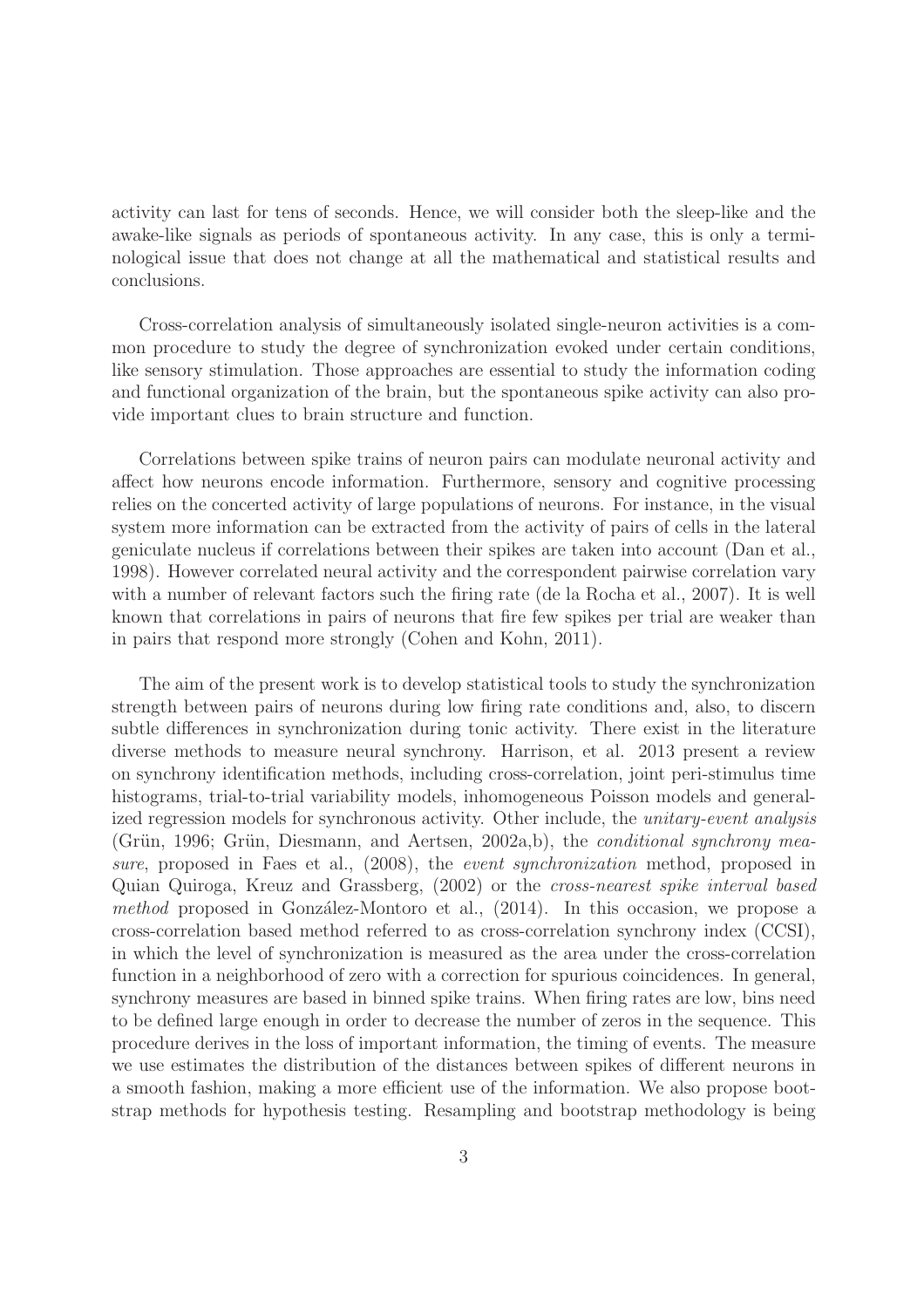activity can last for tens of seconds. Hence, we will consider both the sleep-like and the awake-like signals as periods of spontaneous activity. In any case, this is only a terminological issue that does not change at all the mathematical and statistical results and conclusions.

Cross-correlation analysis of simultaneously isolated single-neuron activities is a common procedure to study the degree of synchronization evoked under certain conditions, like sensory stimulation. Those approaches are essential to study the information coding and functional organization of the brain, but the spontaneous spike activity can also provide important clues to brain structure and function.

Correlations between spike trains of neuron pairs can modulate neuronal activity and affect how neurons encode information. Furthermore, sensory and cognitive processing relies on the concerted activity of large populations of neurons. For instance, in the visual system more information can be extracted from the activity of pairs of cells in the lateral geniculate nucleus if correlations between their spikes are taken into account (Dan et al., 1998). However correlated neural activity and the correspondent pairwise correlation vary with a number of relevant factors such the firing rate (de la Rocha et al., 2007). It is well known that correlations in pairs of neurons that fire few spikes per trial are weaker than in pairs that respond more strongly (Cohen and Kohn, 2011).

The aim of the present work is to develop statistical tools to study the synchronization strength between pairs of neurons during low firing rate conditions and, also, to discern subtle differences in synchronization during tonic activity. There exist in the literature diverse methods to measure neural synchrony. Harrison, et al. 2013 present a review on synchrony identification methods, including cross-correlation, joint peri-stimulus time histograms, trial-to-trial variability models, inhomogeneous Poisson models and generalized regression models for synchronous activity. Other include, the *unitary-event analysis* (Grün, 1996; Grün, Diesmann, and Aertsen, 2002a,b), the *conditional synchrony measure*, proposed in Faes et al., (2008), the *event synchronization* method, proposed in Quian Quiroga, Kreuz and Grassberg, (2002) or the *cross-nearest spike interval based method* proposed in González-Montoro et al., (2014). In this occasion, we propose a cross-correlation based method referred to as cross-correlation synchrony index (CCSI), in which the level of synchronization is measured as the area under the cross-correlation function in a neighborhood of zero with a correction for spurious coincidences. In general, synchrony measures are based in binned spike trains. When firing rates are low, bins need to be defined large enough in order to decrease the number of zeros in the sequence. This procedure derives in the loss of important information, the timing of events. The measure we use estimates the distribution of the distances between spikes of different neurons in a smooth fashion, making a more efficient use of the information. We also propose bootstrap methods for hypothesis testing. Resampling and bootstrap methodology is being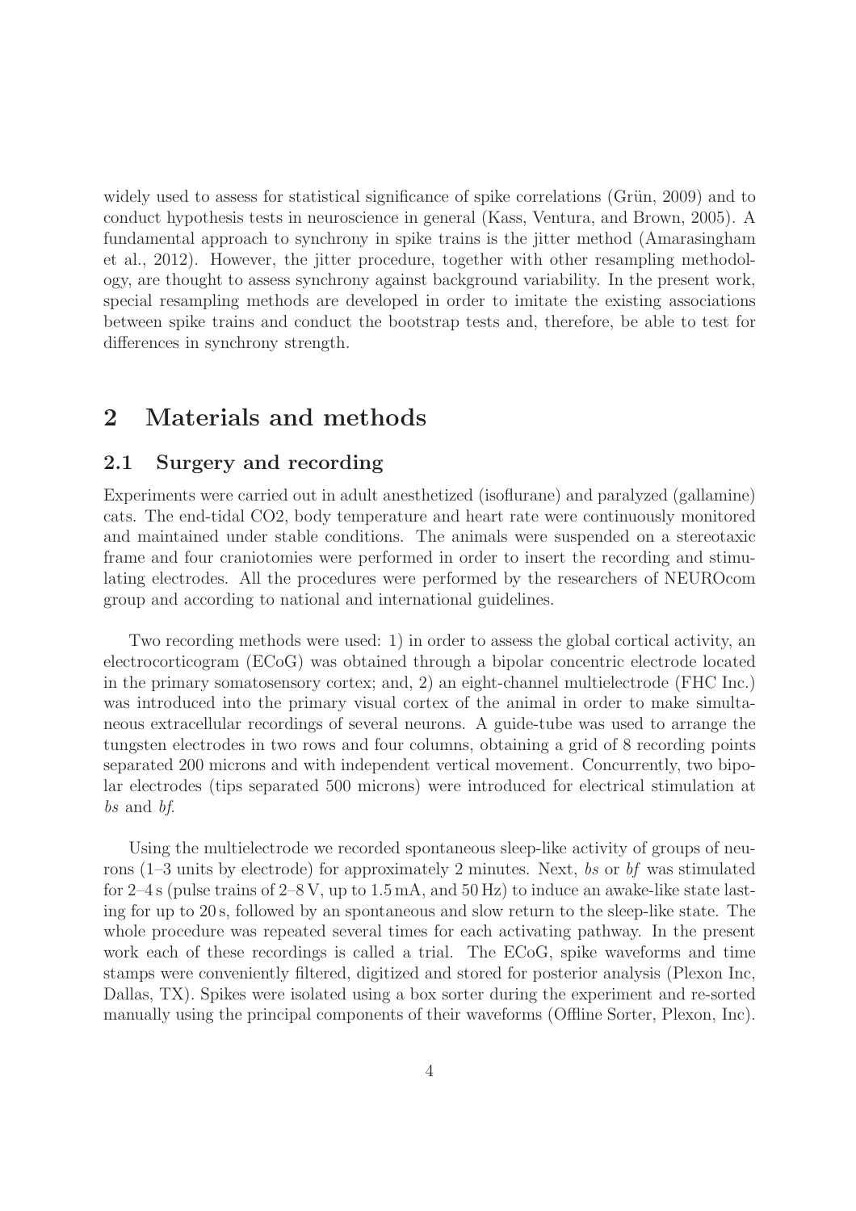widely used to assess for statistical significance of spike correlations (Grün, 2009) and to conduct hypothesis tests in neuroscience in general (Kass, Ventura, and Brown, 2005). A fundamental approach to synchrony in spike trains is the jitter method (Amarasingham et al., 2012). However, the jitter procedure, together with other resampling methodology, are thought to assess synchrony against background variability. In the present work, special resampling methods are developed in order to imitate the existing associations between spike trains and conduct the bootstrap tests and, therefore, be able to test for differences in synchrony strength.

# 2 Materials and methods

## 2.1 Surgery and recording

Experiments were carried out in adult anesthetized (isoflurane) and paralyzed (gallamine) cats. The end-tidal $CO_2$, body temperature and heart rate were continuously monitored and maintained under stable conditions. The animals were suspended on a stereotaxic frame and four craniotomies were performed in order to insert the recording and stimulating electrodes. All the procedures were performed by the researchers of NEUROcom group and according to national and international guidelines.

Two recording methods were used: 1) in order to assess the global cortical activity, an electrocorticogram (ECoG) was obtained through a bipolar concentric electrode located in the primary somatosensory cortex; and, 2) an eight-channel multielectrode (FHC Inc.) was introduced into the primary visual cortex of the animal in order to make simultaneous extracellular recordings of several neurons. A guide-tube was used to arrange the tungsten electrodes in two rows and four columns, obtaining a grid of 8 recording points separated 200 microns and with independent vertical movement. Concurrently, two bipolar electrodes (tips separated 500 microns) were introduced for electrical stimulation at *bs* and *bf*.

Using the multielectrode we recorded spontaneous sleep-like activity of groups of neurons (1–3 units by electrode) for approximately 2 minutes. Next, *bs* or *bf* was stimulated for 2–4 s (pulse trains of 2–8 V, up to 1.5 mA, and 50 Hz) to induce an awake-like state lasting for up to 20 s, followed by an spontaneous and slow return to the sleep-like state. The whole procedure was repeated several times for each activating pathway. In the present work each of these recordings is called a trial. The ECoG, spike waveforms and time stamps were conveniently filtered, digitized and stored for posterior analysis (Plexon Inc, Dallas, TX). Spikes were isolated using a box sorter during the experiment and re-sorted manually using the principal components of their waveforms (Offline Sorter, Plexon, Inc).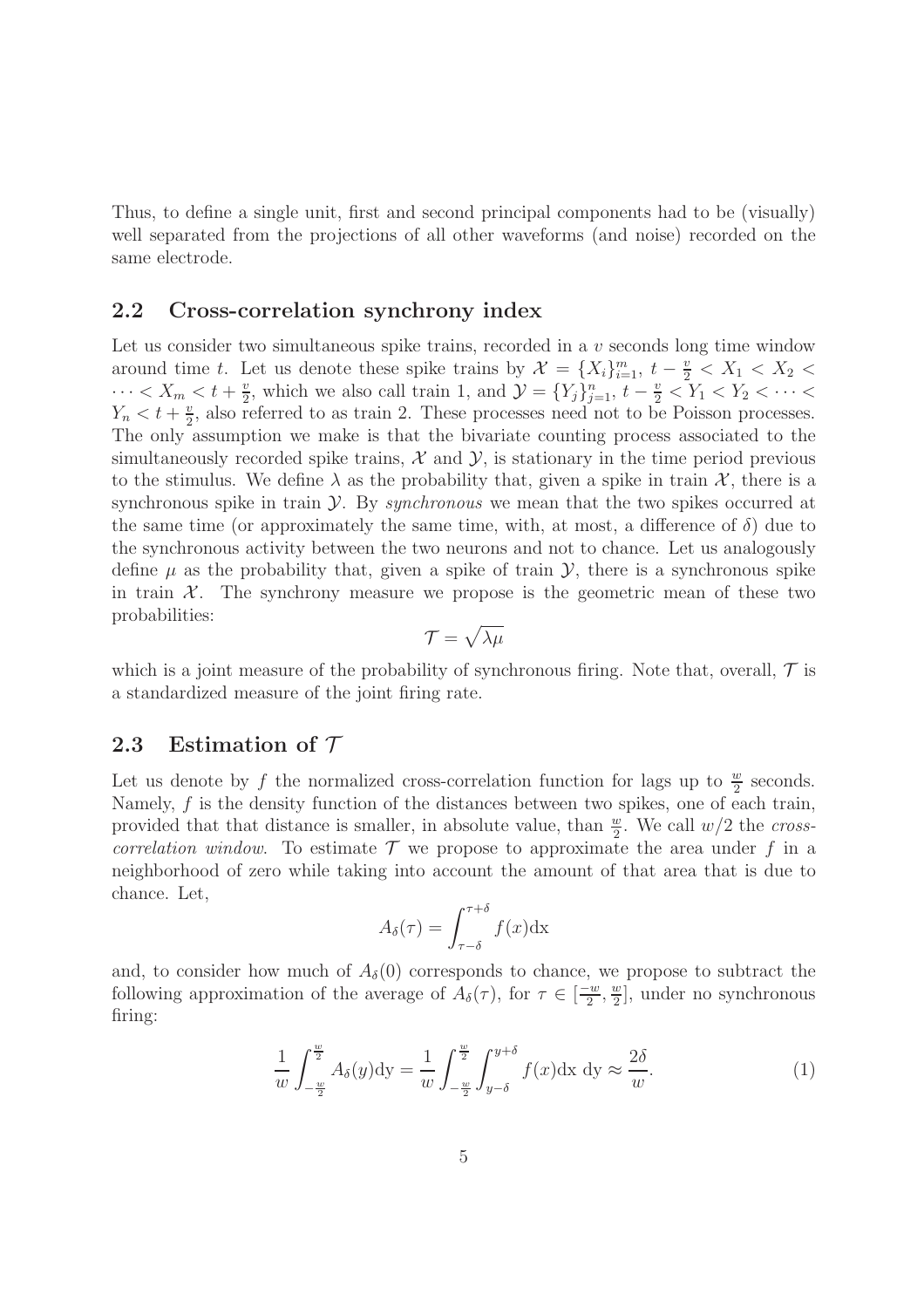Thus, to define a single unit, first and second principal components had to be (visually) well separated from the projections of all other waveforms (and noise) recorded on the same electrode.

## 2.2 Cross-correlation synchrony index

Let us consider two simultaneous spike trains, recorded in a $v$ seconds long time window around time $t$. Let us denote these spike trains by $\mathcal{X} = \{X_i\}_{i=1}^{m}$, $t - \frac{v}{2} < X_1 < X_2 < \cdots < X_m < t + \frac{v}{2}$, which we also call train 1, and $\mathcal{Y} = \{Y_j\}_{j=1}^{n}$, $t - \frac{v}{2} < Y_1 < Y_2 < \cdots < Y_n < t + \frac{v}{2}$, also referred to as train 2. These processes need not to be Poisson processes. The only assumption we make is that the bivariate counting process associated to the simultaneously recorded spike trains, $\mathcal{X}$ and $\mathcal{Y}$, is stationary in the time period previous to the stimulus. We define $\lambda$ as the probability that, given a spike in train $\mathcal{X}$, there is a synchronous spike in train $\mathcal{Y}$. By *synchronous* we mean that the two spikes occurred at the same time (or approximately the same time, with, at most, a difference of $\delta$) due to the synchronous activity between the two neurons and not to chance. Let us analogously define $\mu$ as the probability that, given a spike of train $\mathcal{Y}$, there is a synchronous spike in train $\mathcal{X}$. The synchrony measure we propose is the geometric mean of these two probabilities:

$$\mathcal{T} = \sqrt{\lambda\mu}$$

which is a joint measure of the probability of synchronous firing. Note that, overall, $\mathcal{T}$ is a standardized measure of the joint firing rate.

## 2.3 Estimation of $\mathcal{T}$

Let us denote by $f$ the normalized cross-correlation function for lags up to $\frac{w}{2}$ seconds. Namely, $f$ is the density function of the distances between two spikes, one of each train, provided that that distance is smaller, in absolute value, than $\frac{w}{2}$. We call $w/2$ the *cross-correlation window*. To estimate $\mathcal{T}$ we propose to approximate the area under $f$ in a neighborhood of zero while taking into account the amount of that area that is due to chance. Let,

$$A_\delta(\tau) = \int_{\tau-\delta}^{\tau+\delta} f(x)\mathrm{dx}$$

and, to consider how much of $A_\delta(0)$ corresponds to chance, we propose to subtract the following approximation of the average of $A_\delta(\tau)$, for $\tau \in [\frac{-w}{2}, \frac{w}{2}]$, under no synchronous firing:

$$\frac{1}{w}\int_{-\frac{w}{2}}^{\frac{w}{2}} A_\delta(y)\mathrm{dy} = \frac{1}{w}\int_{-\frac{w}{2}}^{\frac{w}{2}}\int_{y-\delta}^{y+\delta} f(x)\mathrm{dx}\ \mathrm{dy} \approx \frac{2\delta}{w}. \tag{1}$$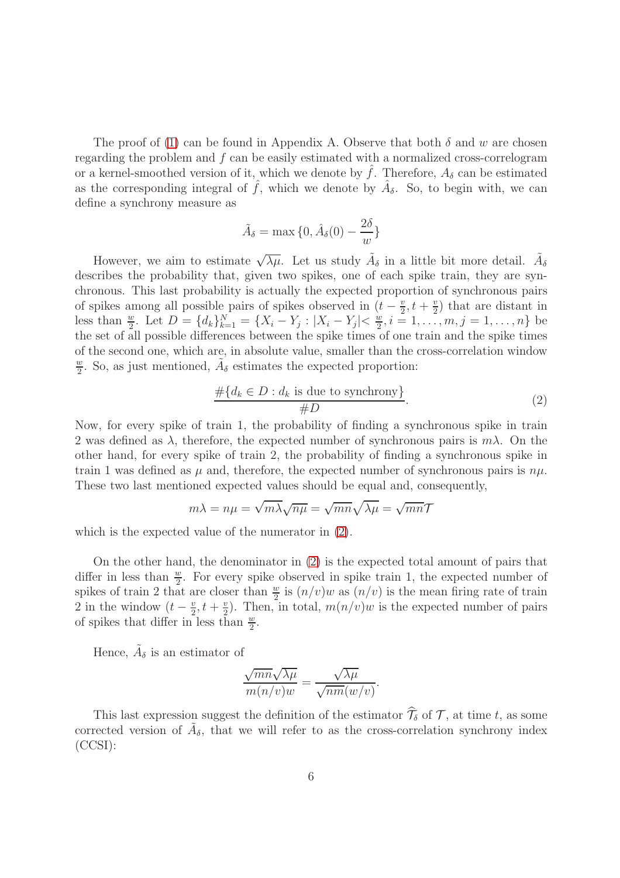The proof of (1) can be found in Appendix A. Observe that both $\delta$ and $w$ are chosen regarding the problem and $f$ can be easily estimated with a normalized cross-correlogram or a kernel-smoothed version of it, which we denote by $\hat{f}$. Therefore, $A_\delta$ can be estimated as the corresponding integral of $\hat{f}$, which we denote by $\hat{A}_\delta$. So, to begin with, we can define a synchrony measure as

$$\tilde{A}_\delta = \max \{0, \hat{A}_\delta(0) - \frac{2\delta}{w}\}$$

However, we aim to estimate $\sqrt{\lambda\mu}$. Let us study $\tilde{A}_\delta$ in a little bit more detail. $\tilde{A}_\delta$ describes the probability that, given two spikes, one of each spike train, they are synchronous. This last probability is actually the expected proportion of synchronous pairs of spikes among all possible pairs of spikes observed in $(t - \frac{v}{2}, t + \frac{v}{2})$ that are distant in less than $\frac{w}{2}$. Let $D = \{d_k\}_{k=1}^{N} = \{X_i - Y_j : |X_i - Y_j| < \frac{w}{2}, i = 1, \ldots, m, j = 1, \ldots, n\}$ be the set of all possible differences between the spike times of one train and the spike times of the second one, which are, in absolute value, smaller than the cross-correlation window $\frac{w}{2}$. So, as just mentioned, $\tilde{A}_\delta$ estimates the expected proportion:

$$\frac{\#\{d_k \in D : d_k \text{ is due to synchrony}\}}{\#D}. \tag{2}$$

Now, for every spike of train 1, the probability of finding a synchronous spike in train 2 was defined as $\lambda$, therefore, the expected number of synchronous pairs is $m\lambda$. On the other hand, for every spike of train 2, the probability of finding a synchronous spike in train 1 was defined as $\mu$ and, therefore, the expected number of synchronous pairs is $n\mu$. These two last mentioned expected values should be equal and, consequently,

$$m\lambda = n\mu = \sqrt{m\lambda}\sqrt{n\mu} = \sqrt{mn}\sqrt{\lambda\mu} = \sqrt{mn}\mathcal{T}$$

which is the expected value of the numerator in (2).

On the other hand, the denominator in (2) is the expected total amount of pairs that differ in less than $\frac{w}{2}$. For every spike observed in spike train 1, the expected number of spikes of train 2 that are closer than $\frac{w}{2}$ is $(n/v)w$ as $(n/v)$ is the mean firing rate of train 2 in the window $(t - \frac{v}{2}, t + \frac{v}{2})$. Then, in total, $m(n/v)w$ is the expected number of pairs of spikes that differ in less than $\frac{w}{2}$.

Hence, $\tilde{A}_\delta$ is an estimator of

$$\frac{\sqrt{mn}\sqrt{\lambda\mu}}{m(n/v)w} = \frac{\sqrt{\lambda\mu}}{\sqrt{nm}(w/v)}.$$

This last expression suggest the definition of the estimator $\widehat{\mathcal{T}}_\delta$ of $\mathcal{T}$, at time $t$, as some corrected version of $\tilde{A}_\delta$, that we will refer to as the cross-correlation synchrony index (CCSI):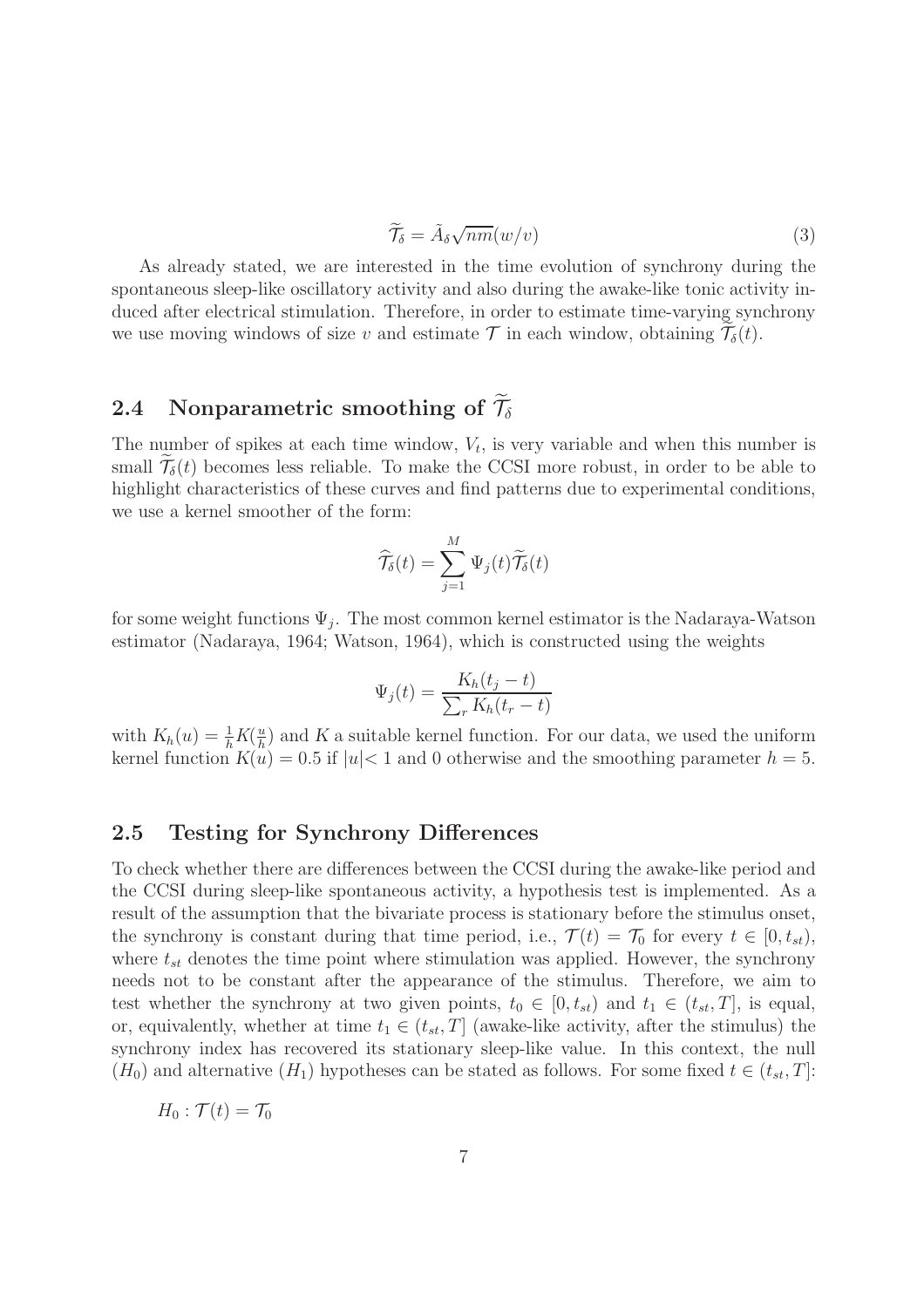$$\widetilde{\mathcal{T}}_{\delta} = \tilde{A}_{\delta}\sqrt{nm}(w/v) \tag{3}$$

As already stated, we are interested in the time evolution of synchrony during the spontaneous sleep-like oscillatory activity and also during the awake-like tonic activity induced after electrical stimulation. Therefore, in order to estimate time-varying synchrony we use moving windows of size $v$ and estimate $\mathcal{T}$ in each window, obtaining $\widetilde{\mathcal{T}}_{\delta}(t)$.

## 2.4 Nonparametric smoothing of $\widetilde{\mathcal{T}}_{\delta}$

The number of spikes at each time window, $V_t$, is very variable and when this number is small $\widetilde{\mathcal{T}}_{\delta}(t)$ becomes less reliable. To make the CCSI more robust, in order to be able to highlight characteristics of these curves and find patterns due to experimental conditions, we use a kernel smoother of the form:

$$\widehat{\mathcal{T}}_{\delta}(t) = \sum_{j=1}^{M} \Psi_j(t)\widetilde{\mathcal{T}}_{\delta}(t)$$

for some weight functions $\Psi_j$. The most common kernel estimator is the Nadaraya-Watson estimator (Nadaraya, 1964; Watson, 1964), which is constructed using the weights

$$\Psi_j(t) = \frac{K_h(t_j - t)}{\sum_r K_h(t_r - t)}$$

with $K_h(u) = \frac{1}{h}K(\frac{u}{h})$ and $K$ a suitable kernel function. For our data, we used the uniform kernel function $K(u) = 0.5$ if $|u| < 1$ and 0 otherwise and the smoothing parameter $h = 5$.

## 2.5 Testing for Synchrony Differences

To check whether there are differences between the CCSI during the awake-like period and the CCSI during sleep-like spontaneous activity, a hypothesis test is implemented. As a result of the assumption that the bivariate process is stationary before the stimulus onset, the synchrony is constant during that time period, i.e., $\mathcal{T}(t) = \mathcal{T}_0$ for every $t \in [0, t_{st})$, where $t_{st}$ denotes the time point where stimulation was applied. However, the synchrony needs not to be constant after the appearance of the stimulus. Therefore, we aim to test whether the synchrony at two given points, $t_0 \in [0, t_{st})$ and $t_1 \in (t_{st}, T]$, is equal, or, equivalently, whether at time $t_1 \in (t_{st}, T]$ (awake-like activity, after the stimulus) the synchrony index has recovered its stationary sleep-like value. In this context, the null ($H_0$) and alternative ($H_1$) hypotheses can be stated as follows. For some fixed $t \in (t_{st}, T]$:

$$H_0 : \mathcal{T}(t) = \mathcal{T}_0$$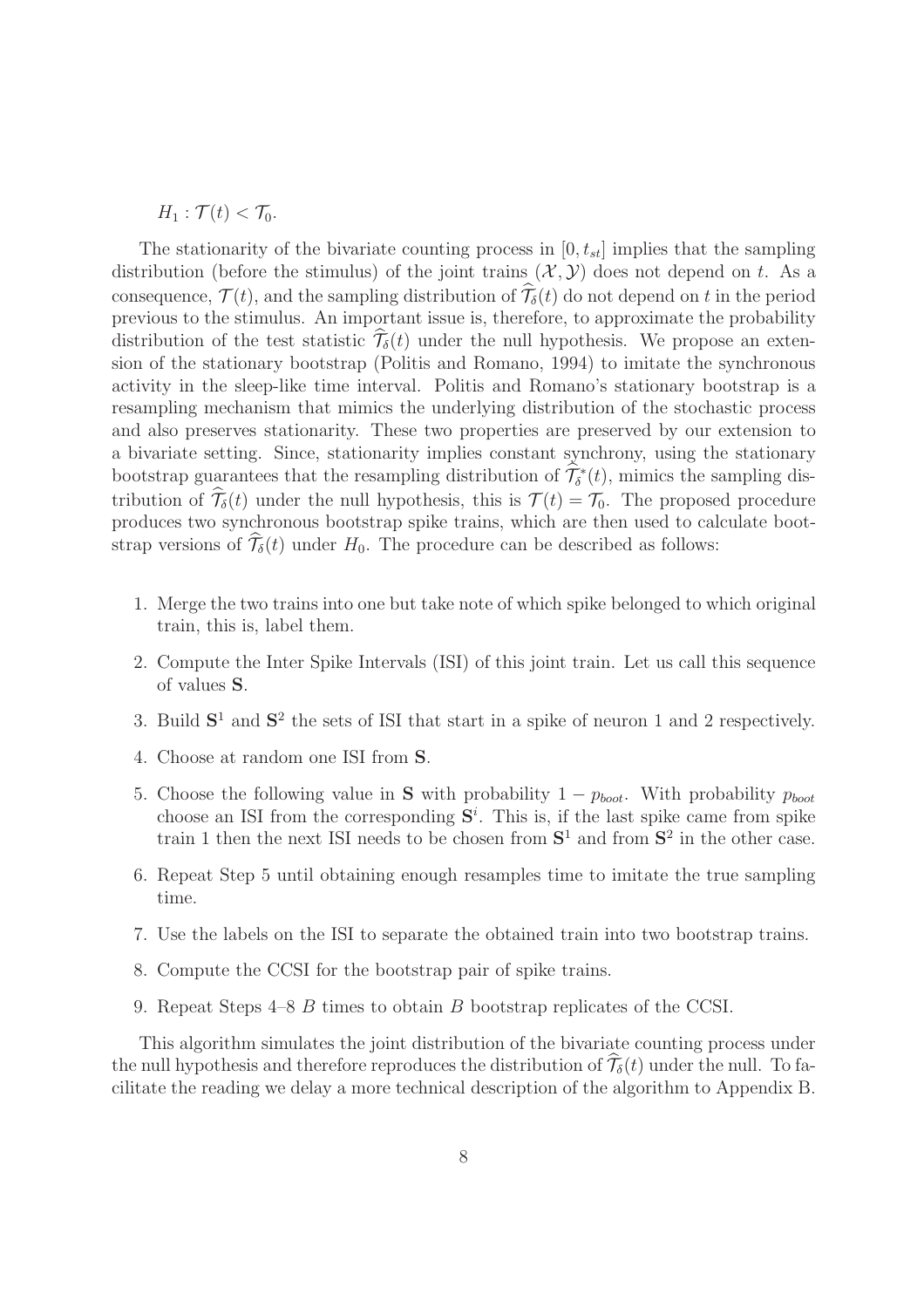$H_1 : \mathcal{T}(t) < \mathcal{T}_0$.

The stationarity of the bivariate counting process in $[0, t_{st}]$ implies that the sampling distribution (before the stimulus) of the joint trains $(\mathcal{X}, \mathcal{Y})$ does not depend on $t$. As a consequence, $\mathcal{T}(t)$, and the sampling distribution of $\widehat{\mathcal{T}}_\delta(t)$ do not depend on $t$ in the period previous to the stimulus. An important issue is, therefore, to approximate the probability distribution of the test statistic $\widehat{\mathcal{T}}_\delta(t)$ under the null hypothesis. We propose an extension of the stationary bootstrap (Politis and Romano, 1994) to imitate the synchronous activity in the sleep-like time interval. Politis and Romano's stationary bootstrap is a resampling mechanism that mimics the underlying distribution of the stochastic process and also preserves stationarity. These two properties are preserved by our extension to a bivariate setting. Since, stationarity implies constant synchrony, using the stationary bootstrap guarantees that the resampling distribution of $\widehat{\mathcal{T}}^*_\delta(t)$, mimics the sampling distribution of $\widehat{\mathcal{T}}_\delta(t)$ under the null hypothesis, this is $\mathcal{T}(t) = \mathcal{T}_0$. The proposed procedure produces two synchronous bootstrap spike trains, which are then used to calculate bootstrap versions of $\widehat{\mathcal{T}}_\delta(t)$ under $H_0$. The procedure can be described as follows:

1. Merge the two trains into one but take note of which spike belonged to which original train, this is, label them.
2. Compute the Inter Spike Intervals (ISI) of this joint train. Let us call this sequence of values $\mathbf{S}$.
3. Build $\mathbf{S}^1$ and $\mathbf{S}^2$ the sets of ISI that start in a spike of neuron 1 and 2 respectively.
4. Choose at random one ISI from $\mathbf{S}$.
5. Choose the following value in $\mathbf{S}$ with probability $1 - p_{boot}$. With probability $p_{boot}$ choose an ISI from the corresponding $\mathbf{S}^i$. This is, if the last spike came from spike train 1 then the next ISI needs to be chosen from $\mathbf{S}^1$ and from $\mathbf{S}^2$ in the other case.
6. Repeat Step 5 until obtaining enough resamples time to imitate the true sampling time.
7. Use the labels on the ISI to separate the obtained train into two bootstrap trains.
8. Compute the CCSI for the bootstrap pair of spike trains.
9. Repeat Steps 4–8 $B$ times to obtain $B$ bootstrap replicates of the CCSI.

This algorithm simulates the joint distribution of the bivariate counting process under the null hypothesis and therefore reproduces the distribution of $\widehat{\mathcal{T}}_\delta(t)$ under the null. To facilitate the reading we delay a more technical description of the algorithm to Appendix B.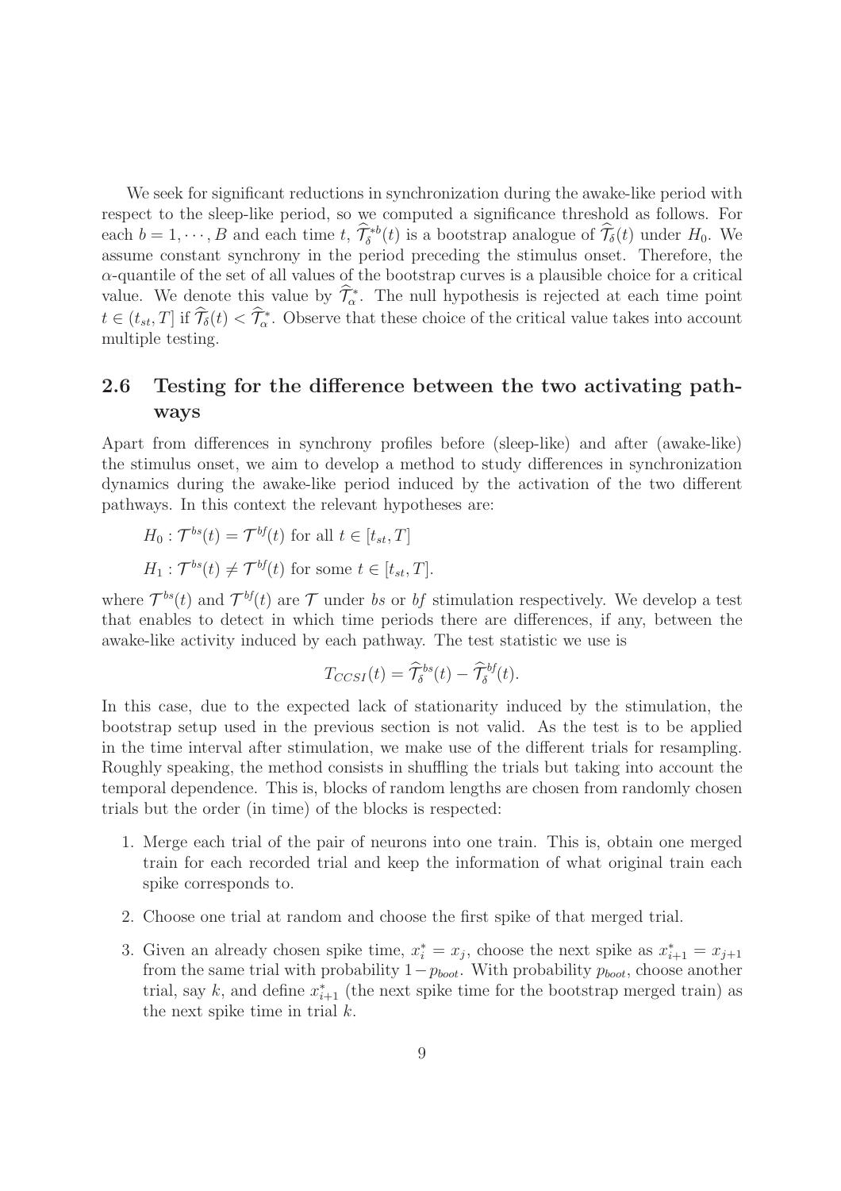We seek for significant reductions in synchronization during the awake-like period with respect to the sleep-like period, so we computed a significance threshold as follows. For each $b = 1, \cdots, B$ and each time $t$, $\widehat{\mathcal{T}}_\delta^{*b}(t)$ is a bootstrap analogue of $\widehat{\mathcal{T}}_\delta(t)$ under $H_0$. We assume constant synchrony in the period preceding the stimulus onset. Therefore, the $\alpha$-quantile of the set of all values of the bootstrap curves is a plausible choice for a critical value. We denote this value by $\widehat{\mathcal{T}}_\alpha^*$. The null hypothesis is rejected at each time point $t \in (t_{st}, T]$ if $\widehat{\mathcal{T}}_\delta(t) < \widehat{\mathcal{T}}_\alpha^*$. Observe that these choice of the critical value takes into account multiple testing.

## 2.6 Testing for the difference between the two activating pathways

Apart from differences in synchrony profiles before (sleep-like) and after (awake-like) the stimulus onset, we aim to develop a method to study differences in synchronization dynamics during the awake-like period induced by the activation of the two different pathways. In this context the relevant hypotheses are:

$$H_0 : \mathcal{T}^{bs}(t) = \mathcal{T}^{bf}(t) \text{ for all } t \in [t_{st}, T]$$

$$H_1 : \mathcal{T}^{bs}(t) \neq \mathcal{T}^{bf}(t) \text{ for some } t \in [t_{st}, T].$$

where $\mathcal{T}^{bs}(t)$ and $\mathcal{T}^{bf}(t)$ are $\mathcal{T}$ under *bs* or *bf* stimulation respectively. We develop a test that enables to detect in which time periods there are differences, if any, between the awake-like activity induced by each pathway. The test statistic we use is

$$T_{CCSI}(t) = \widehat{\mathcal{T}}_\delta^{bs}(t) - \widehat{\mathcal{T}}_\delta^{bf}(t).$$

In this case, due to the expected lack of stationarity induced by the stimulation, the bootstrap setup used in the previous section is not valid. As the test is to be applied in the time interval after stimulation, we make use of the different trials for resampling. Roughly speaking, the method consists in shuffling the trials but taking into account the temporal dependence. This is, blocks of random lengths are chosen from randomly chosen trials but the order (in time) of the blocks is respected:

1. Merge each trial of the pair of neurons into one train. This is, obtain one merged train for each recorded trial and keep the information of what original train each spike corresponds to.
2. Choose one trial at random and choose the first spike of that merged trial.
3. Given an already chosen spike time, $x_i^* = x_j$, choose the next spike as $x_{i+1}^* = x_{j+1}$ from the same trial with probability $1 - p_{boot}$. With probability $p_{boot}$, choose another trial, say $k$, and define $x_{i+1}^*$ (the next spike time for the bootstrap merged train) as the next spike time in trial $k$.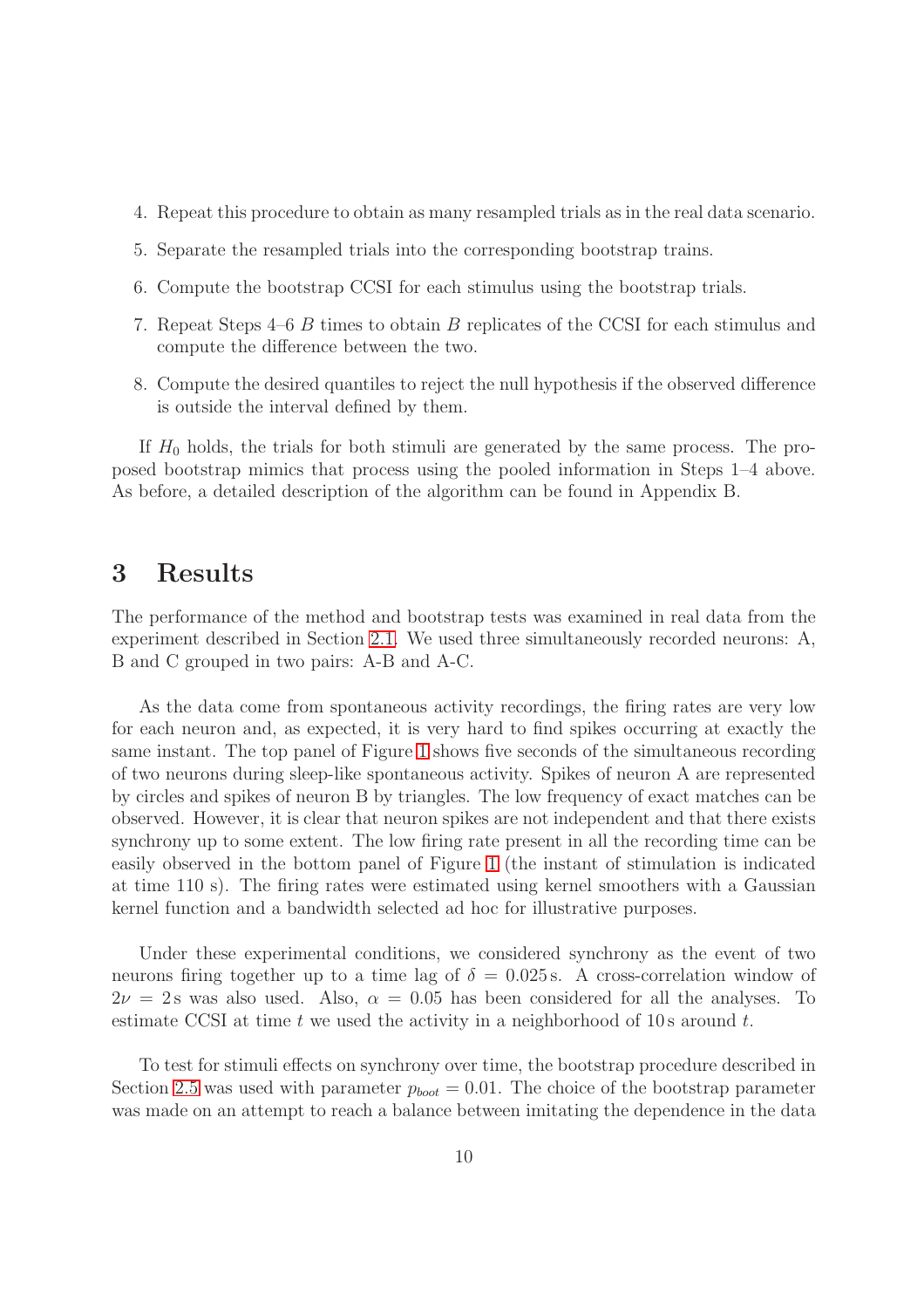4. Repeat this procedure to obtain as many resampled trials as in the real data scenario.
5. Separate the resampled trials into the corresponding bootstrap trains.
6. Compute the bootstrap CCSI for each stimulus using the bootstrap trials.
7. Repeat Steps 4–6 $B$ times to obtain $B$ replicates of the CCSI for each stimulus and compute the difference between the two.
8. Compute the desired quantiles to reject the null hypothesis if the observed difference is outside the interval defined by them.

If $H_0$ holds, the trials for both stimuli are generated by the same process. The proposed bootstrap mimics that process using the pooled information in Steps 1–4 above. As before, a detailed description of the algorithm can be found in Appendix B.

# 3 Results

The performance of the method and bootstrap tests was examined in real data from the experiment described in Section 2.1. We used three simultaneously recorded neurons: A, B and C grouped in two pairs: A-B and A-C.

As the data come from spontaneous activity recordings, the firing rates are very low for each neuron and, as expected, it is very hard to find spikes occurring at exactly the same instant. The top panel of Figure 1 shows five seconds of the simultaneous recording of two neurons during sleep-like spontaneous activity. Spikes of neuron A are represented by circles and spikes of neuron B by triangles. The low frequency of exact matches can be observed. However, it is clear that neuron spikes are not independent and that there exists synchrony up to some extent. The low firing rate present in all the recording time can be easily observed in the bottom panel of Figure 1 (the instant of stimulation is indicated at time 110 s). The firing rates were estimated using kernel smoothers with a Gaussian kernel function and a bandwidth selected ad hoc for illustrative purposes.

Under these experimental conditions, we considered synchrony as the event of two neurons firing together up to a time lag of $\delta = 0.025\,\text{s}$. A cross-correlation window of $2\nu = 2\,\text{s}$ was also used. Also, $\alpha = 0.05$ has been considered for all the analyses. To estimate CCSI at time $t$ we used the activity in a neighborhood of $10\,\text{s}$ around $t$.

To test for stimuli effects on synchrony over time, the bootstrap procedure described in Section 2.5 was used with parameter $p_{boot} = 0.01$. The choice of the bootstrap parameter was made on an attempt to reach a balance between imitating the dependence in the data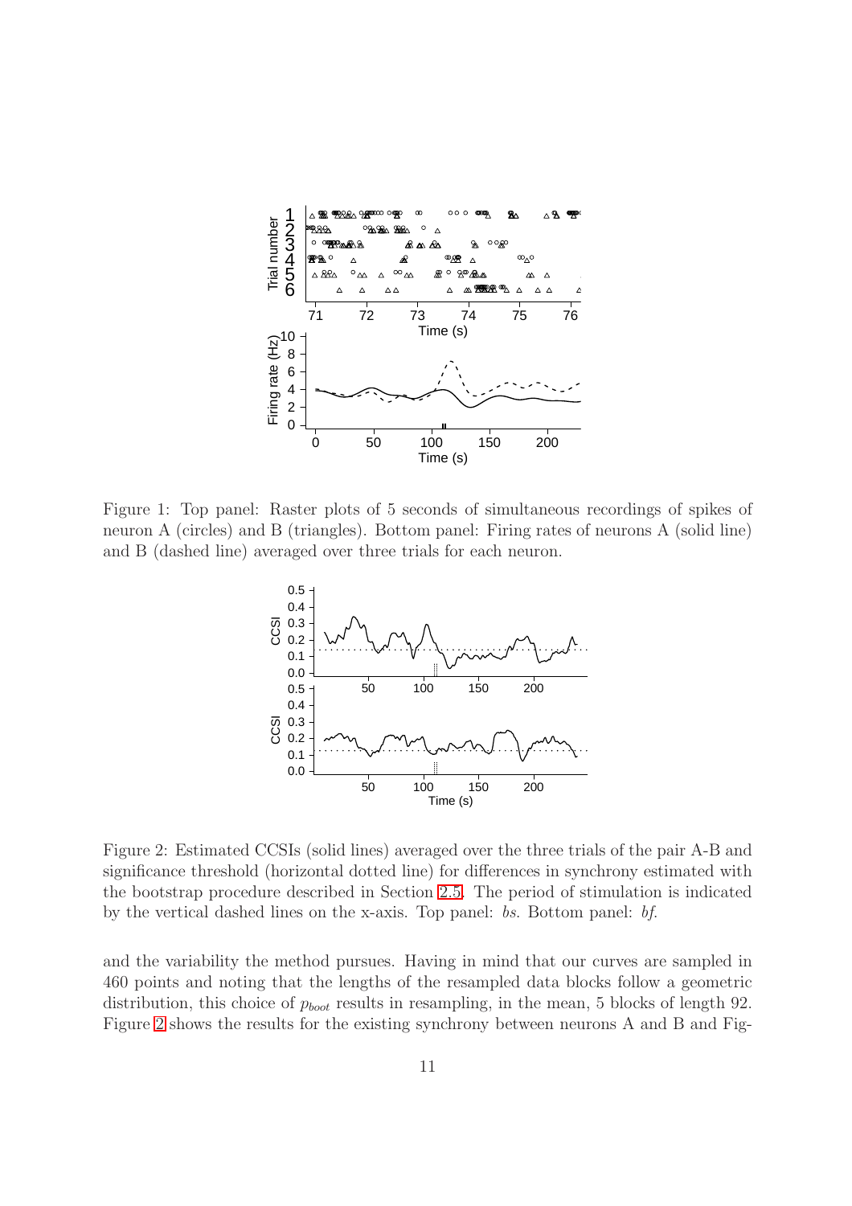Figure 1: Top panel: Raster plots of 5 seconds of simultaneous recordings of spikes of neuron A (circles) and B (triangles). Bottom panel: Firing rates of neurons A (solid line) and B (dashed line) averaged over three trials for each neuron.

Figure 2: Estimated CCSIs (solid lines) averaged over the three trials of the pair A-B and significance threshold (horizontal dotted line) for differences in synchrony estimated with the bootstrap procedure described in Section 2.5. The period of stimulation is indicated by the vertical dashed lines on the x-axis. Top panel: *bs*. Bottom panel: *bf*.

and the variability the method pursues. Having in mind that our curves are sampled in 460 points and noting that the lengths of the resampled data blocks follow a geometric distribution, this choice of $p_{boot}$ results in resampling, in the mean, 5 blocks of length 92. Figure 2 shows the results for the existing synchrony between neurons A and B and Fig-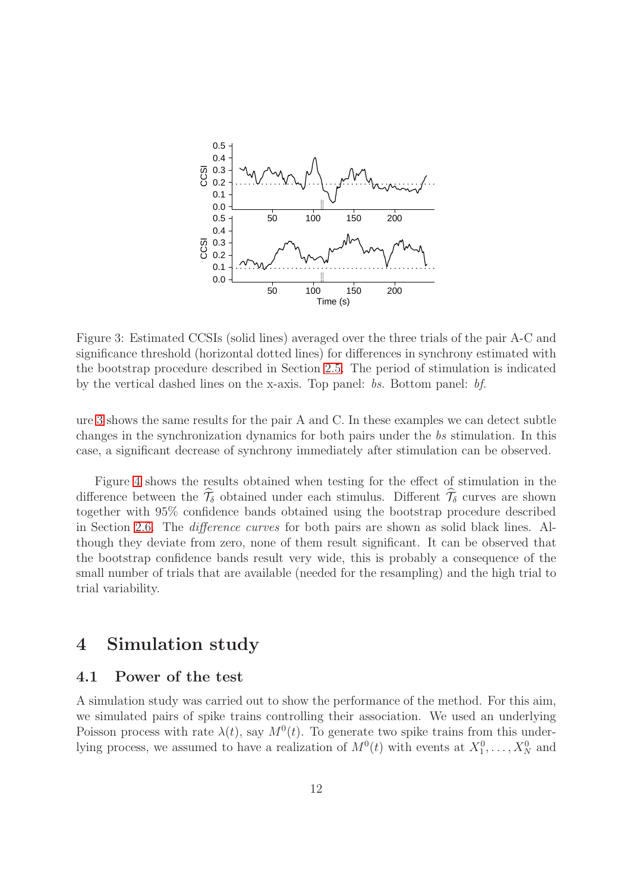Figure 3: Estimated CCSIs (solid lines) averaged over the three trials of the pair A-C and significance threshold (horizontal dotted lines) for differences in synchrony estimated with the bootstrap procedure described in Section 2.5. The period of stimulation is indicated by the vertical dashed lines on the x-axis. Top panel: *bs*. Bottom panel: *bf*.

ure 3 shows the same results for the pair A and C. In these examples we can detect subtle changes in the synchronization dynamics for both pairs under the *bs* stimulation. In this case, a significant decrease of synchrony immediately after stimulation can be observed.

Figure 4 shows the results obtained when testing for the effect of stimulation in the difference between the $\widehat{\mathcal{T}}_\delta$ obtained under each stimulus. Different $\widehat{\mathcal{T}}_\delta$ curves are shown together with 95% confidence bands obtained using the bootstrap procedure described in Section 2.6. The *difference curves* for both pairs are shown as solid black lines. Although they deviate from zero, none of them result significant. It can be observed that the bootstrap confidence bands result very wide, this is probably a consequence of the small number of trials that are available (needed for the resampling) and the high trial to trial variability.

# 4 Simulation study

## 4.1 Power of the test

A simulation study was carried out to show the performance of the method. For this aim, we simulated pairs of spike trains controlling their association. We used an underlying Poisson process with rate $\lambda(t)$, say $M^0(t)$. To generate two spike trains from this underlying process, we assumed to have a realization of $M^0(t)$ with events at $X_1^0, \ldots, X_N^0$ and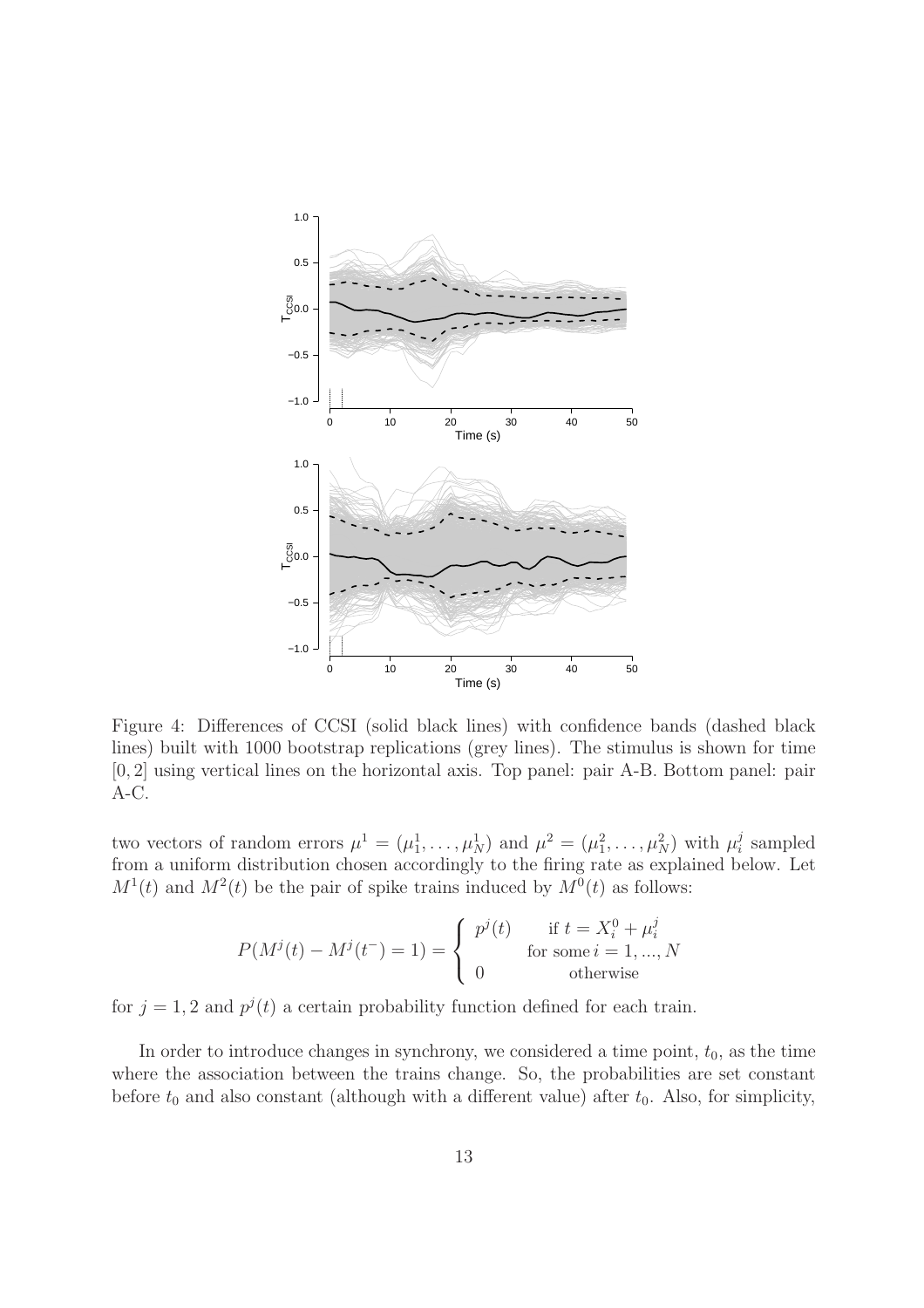Figure 4: Differences of CCSI (solid black lines) with confidence bands (dashed black lines) built with 1000 bootstrap replications (grey lines). The stimulus is shown for time $[0, 2]$ using vertical lines on the horizontal axis. Top panel: pair A-B. Bottom panel: pair A-C.

two vectors of random errors $\mu^1 = (\mu_1^1, \ldots, \mu_N^1)$ and $\mu^2 = (\mu_1^2, \ldots, \mu_N^2)$ with $\mu_i^j$ sampled from a uniform distribution chosen accordingly to the firing rate as explained below. Let $M^1(t)$ and $M^2(t)$ be the pair of spike trains induced by $M^0(t)$ as follows:

$$P(M^j(t) - M^j(t^-) = 1) = \begin{cases} p^j(t) & \text{if } t = X_i^0 + \mu_i^j \\ & \text{for some } i = 1, ..., N \\ 0 & \text{otherwise} \end{cases}$$

for $j = 1, 2$ and $p^j(t)$ a certain probability function defined for each train.

In order to introduce changes in synchrony, we considered a time point, $t_0$, as the time where the association between the trains change. So, the probabilities are set constant before $t_0$ and also constant (although with a different value) after $t_0$. Also, for simplicity,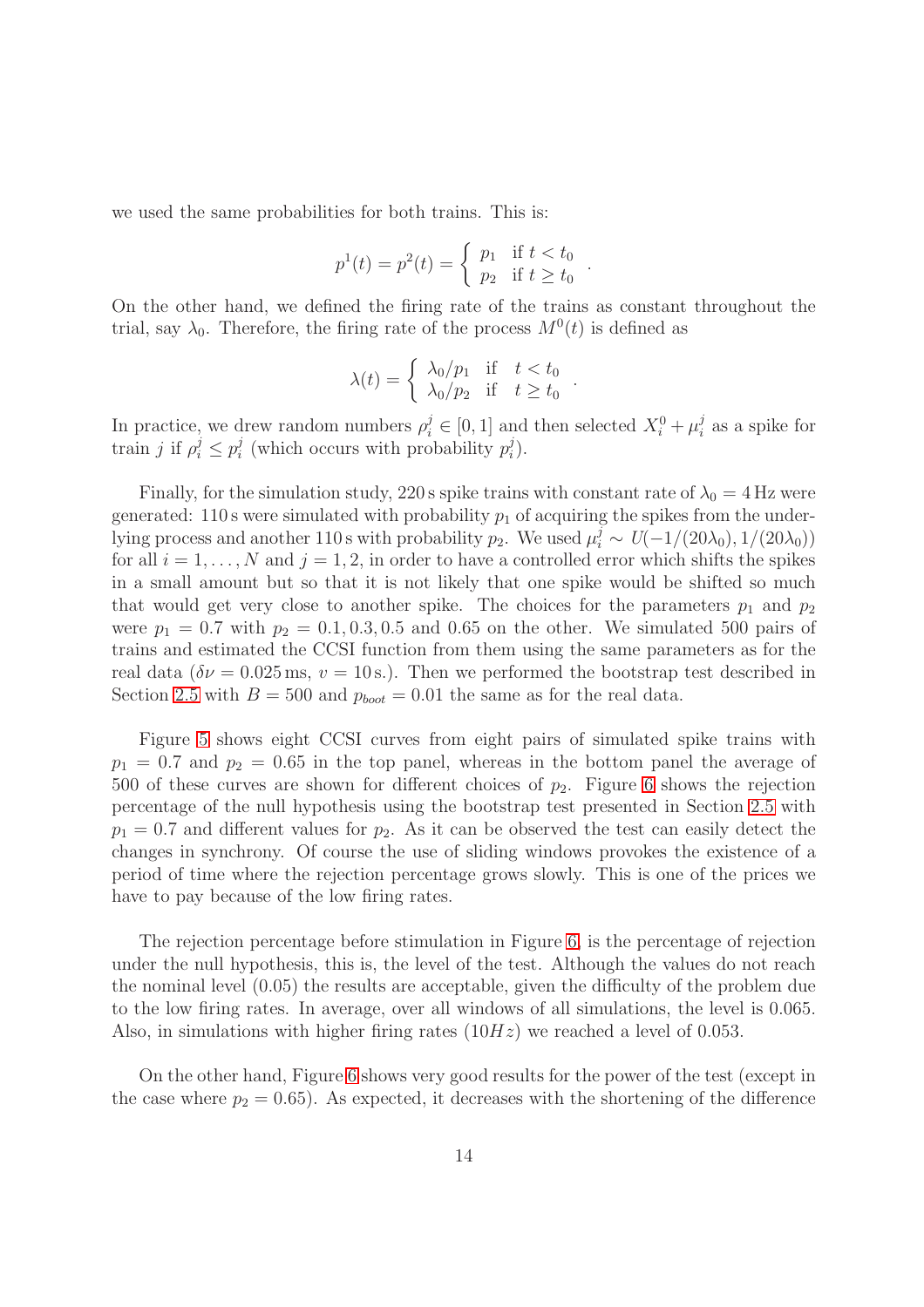we used the same probabilities for both trains. This is:

$$p^1(t) = p^2(t) = \begin{cases} p_1 & \text{if } t < t_0 \\ p_2 & \text{if } t \geq t_0 \end{cases} .$$

On the other hand, we defined the firing rate of the trains as constant throughout the trial, say $\lambda_0$. Therefore, the firing rate of the process $M^0(t)$ is defined as

$$\lambda(t) = \begin{cases} \lambda_0/p_1 & \text{if } \quad t < t_0 \\ \lambda_0/p_2 & \text{if } \quad t \geq t_0 \end{cases} .$$

In practice, we drew random numbers $\rho_i^j \in [0, 1]$ and then selected $X_i^0 + \mu_i^j$ as a spike for train $j$ if $\rho_i^j \leq p_i^j$ (which occurs with probability $p_i^j$).

Finally, for the simulation study, 220 s spike trains with constant rate of $\lambda_0 = 4\,\text{Hz}$ were generated: 110 s were simulated with probability $p_1$ of acquiring the spikes from the underlying process and another 110 s with probability $p_2$. We used $\mu_i^j \sim U(-1/(20\lambda_0), 1/(20\lambda_0))$ for all $i = 1, \ldots, N$ and $j = 1, 2$, in order to have a controlled error which shifts the spikes in a small amount but so that it is not likely that one spike would be shifted so much that would get very close to another spike. The choices for the parameters $p_1$ and $p_2$ were $p_1 = 0.7$ with $p_2 = 0.1, 0.3, 0.5$ and 0.65 on the other. We simulated 500 pairs of trains and estimated the CCSI function from them using the same parameters as for the real data ($\delta\nu = 0.025\,\text{ms}$, $v = 10\,\text{s}$.). Then we performed the bootstrap test described in Section 2.5 with $B = 500$ and $p_{boot} = 0.01$ the same as for the real data.

Figure 5 shows eight CCSI curves from eight pairs of simulated spike trains with $p_1 = 0.7$ and $p_2 = 0.65$ in the top panel, whereas in the bottom panel the average of 500 of these curves are shown for different choices of $p_2$. Figure 6 shows the rejection percentage of the null hypothesis using the bootstrap test presented in Section 2.5 with $p_1 = 0.7$ and different values for $p_2$. As it can be observed the test can easily detect the changes in synchrony. Of course the use of sliding windows provokes the existence of a period of time where the rejection percentage grows slowly. This is one of the prices we have to pay because of the low firing rates.

The rejection percentage before stimulation in Figure 6, is the percentage of rejection under the null hypothesis, this is, the level of the test. Although the values do not reach the nominal level (0.05) the results are acceptable, given the difficulty of the problem due to the low firing rates. In average, over all windows of all simulations, the level is 0.065. Also, in simulations with higher firing rates ($10Hz$) we reached a level of 0.053.

On the other hand, Figure 6 shows very good results for the power of the test (except in the case where $p_2 = 0.65$). As expected, it decreases with the shortening of the difference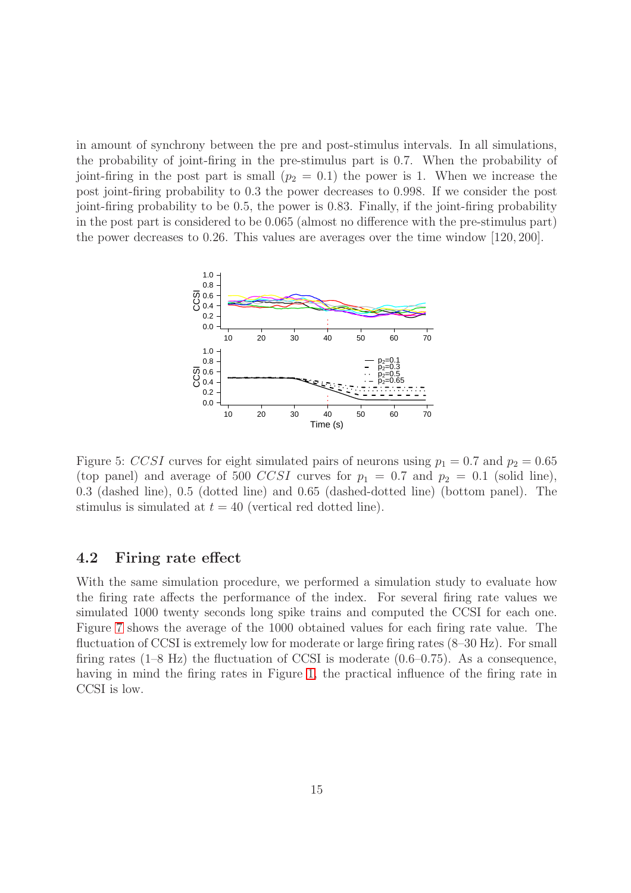in amount of synchrony between the pre and post-stimulus intervals. In all simulations, the probability of joint-firing in the pre-stimulus part is 0.7. When the probability of joint-firing in the post part is small ($p_2 = 0.1$) the power is 1. When we increase the post joint-firing probability to 0.3 the power decreases to 0.998. If we consider the post joint-firing probability to be 0.5, the power is 0.83. Finally, if the joint-firing probability in the post part is considered to be 0.065 (almost no difference with the pre-stimulus part) the power decreases to 0.26. This values are averages over the time window $[120, 200]$.

Figure 5: $CCSI$ curves for eight simulated pairs of neurons using $p_1 = 0.7$ and $p_2 = 0.65$ (top panel) and average of 500 $CCSI$ curves for $p_1 = 0.7$ and $p_2 = 0.1$ (solid line), 0.3 (dashed line), 0.5 (dotted line) and 0.65 (dashed-dotted line) (bottom panel). The stimulus is simulated at $t = 40$ (vertical red dotted line).

## 4.2 Firing rate effect

With the same simulation procedure, we performed a simulation study to evaluate how the firing rate affects the performance of the index. For several firing rate values we simulated 1000 twenty seconds long spike trains and computed the CCSI for each one. Figure 7 shows the average of the 1000 obtained values for each firing rate value. The fluctuation of CCSI is extremely low for moderate or large firing rates (8–30 Hz). For small firing rates (1–8 Hz) the fluctuation of CCSI is moderate (0.6–0.75). As a consequence, having in mind the firing rates in Figure 1, the practical influence of the firing rate in CCSI is low.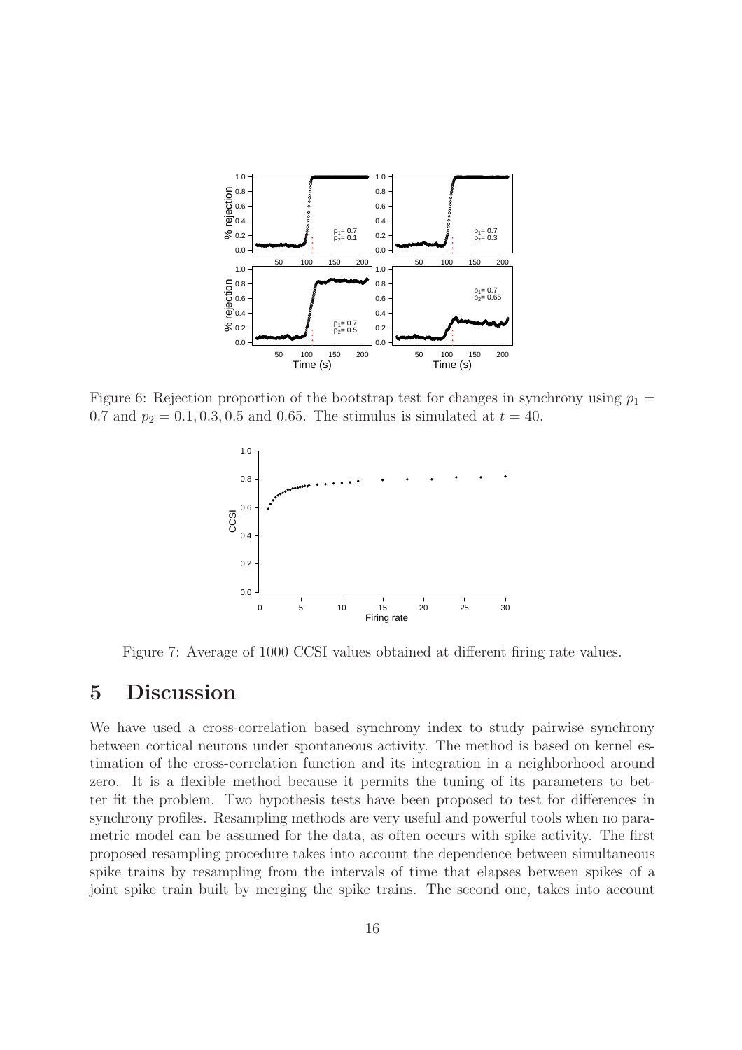Figure 6: Rejection proportion of the bootstrap test for changes in synchrony using $p_1 = 0.7$ and $p_2 = 0.1, 0.3, 0.5$ and $0.65$. The stimulus is simulated at $t = 40$.

Figure 7: Average of 1000 CCSI values obtained at different firing rate values.

# 5 Discussion

We have used a cross-correlation based synchrony index to study pairwise synchrony between cortical neurons under spontaneous activity. The method is based on kernel estimation of the cross-correlation function and its integration in a neighborhood around zero. It is a flexible method because it permits the tuning of its parameters to better fit the problem. Two hypothesis tests have been proposed to test for differences in synchrony profiles. Resampling methods are very useful and powerful tools when no parametric model can be assumed for the data, as often occurs with spike activity. The first proposed resampling procedure takes into account the dependence between simultaneous spike trains by resampling from the intervals of time that elapses between spikes of a joint spike train built by merging the spike trains. The second one, takes into account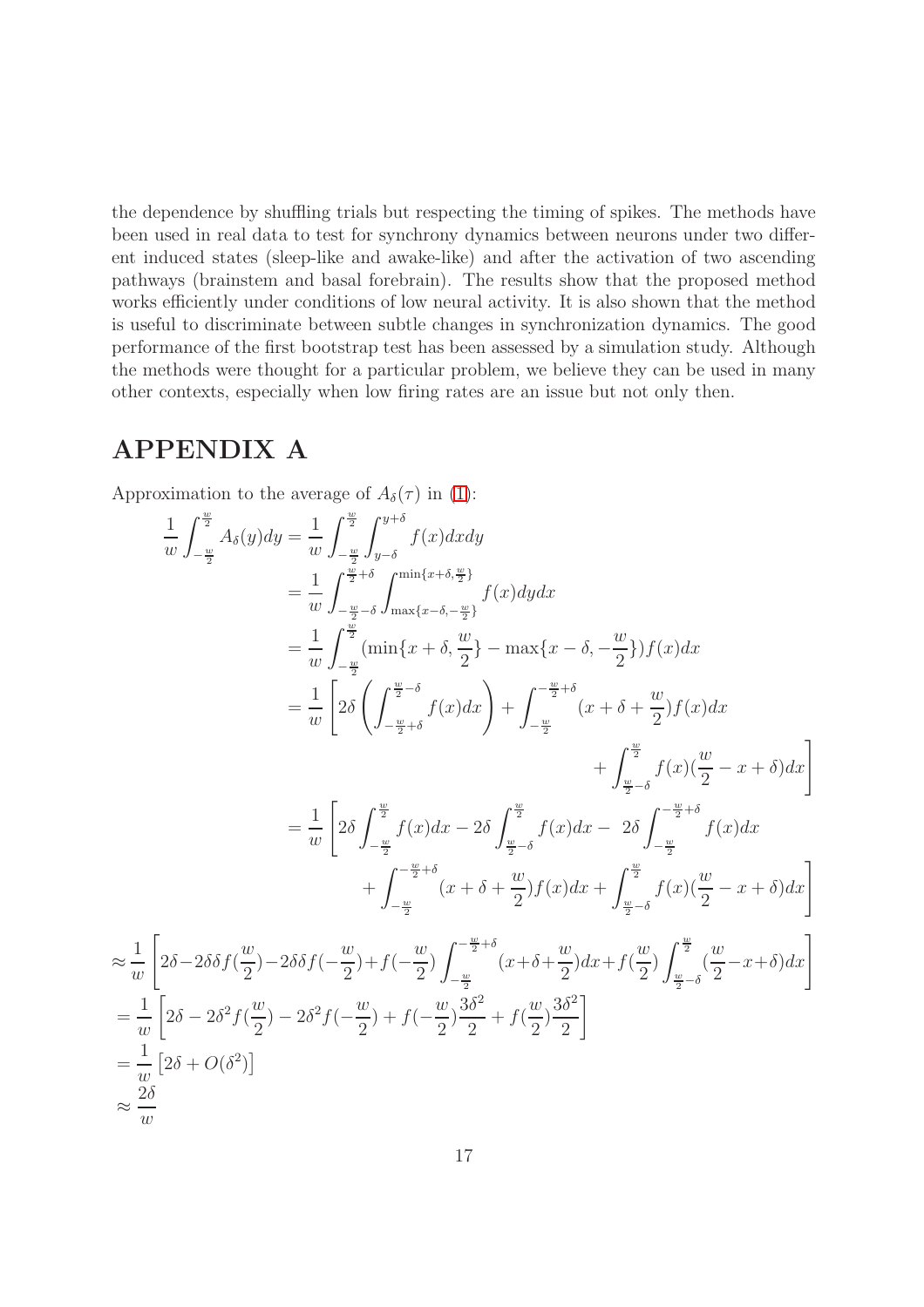the dependence by shuffling trials but respecting the timing of spikes. The methods have been used in real data to test for synchrony dynamics between neurons under two different induced states (sleep-like and awake-like) and after the activation of two ascending pathways (brainstem and basal forebrain). The results show that the proposed method works efficiently under conditions of low neural activity. It is also shown that the method is useful to discriminate between subtle changes in synchronization dynamics. The good performance of the first bootstrap test has been assessed by a simulation study. Although the methods were thought for a particular problem, we believe they can be used in many other contexts, especially when low firing rates are an issue but not only then.

# APPENDIX A

Approximation to the average of $A_\delta(\tau)$ in (1):

$$
\begin{aligned}
\frac{1}{w}\int_{-\frac{w}{2}}^{\frac{w}{2}} A_\delta(y)dy &= \frac{1}{w}\int_{-\frac{w}{2}}^{\frac{w}{2}}\int_{y-\delta}^{y+\delta} f(x)dxdy \\
&= \frac{1}{w}\int_{-\frac{w}{2}-\delta}^{\frac{w}{2}+\delta}\int_{\max\{x-\delta,-\frac{w}{2}\}}^{\min\{x+\delta,\frac{w}{2}\}} f(x)dydx \\
&= \frac{1}{w}\int_{-\frac{w}{2}}^{\frac{w}{2}} (\min\{x+\delta,\frac{w}{2}\} - \max\{x-\delta,-\frac{w}{2}\})f(x)dx \\
&= \frac{1}{w}\left[2\delta\left(\int_{-\frac{w}{2}+\delta}^{\frac{w}{2}-\delta} f(x)dx\right) + \int_{-\frac{w}{2}}^{-\frac{w}{2}+\delta}(x+\delta+\frac{w}{2})f(x)dx \right.\\
&\qquad\qquad \left. + \int_{\frac{w}{2}-\delta}^{\frac{w}{2}} f(x)(\frac{w}{2}-x+\delta)dx\right] \\
&= \frac{1}{w}\left[2\delta\int_{-\frac{w}{2}}^{\frac{w}{2}} f(x)dx - 2\delta\int_{\frac{w}{2}-\delta}^{\frac{w}{2}} f(x)dx - 2\delta\int_{-\frac{w}{2}}^{-\frac{w}{2}+\delta} f(x)dx \right.\\
&\qquad\qquad \left. + \int_{-\frac{w}{2}}^{-\frac{w}{2}+\delta}(x+\delta+\frac{w}{2})f(x)dx + \int_{\frac{w}{2}-\delta}^{\frac{w}{2}} f(x)(\frac{w}{2}-x+\delta)dx\right]
\end{aligned}
$$

$$
\begin{aligned}
&\approx \frac{1}{w}\left[2\delta - 2\delta\delta f(\frac{w}{2}) - 2\delta\delta f(-\frac{w}{2}) + f(-\frac{w}{2})\int_{-\frac{w}{2}}^{-\frac{w}{2}+\delta}(x+\delta+\frac{w}{2})dx + f(\frac{w}{2})\int_{\frac{w}{2}-\delta}^{\frac{w}{2}}(\frac{w}{2}-x+\delta)dx\right] \\
&= \frac{1}{w}\left[2\delta - 2\delta^2 f(\frac{w}{2}) - 2\delta^2 f(-\frac{w}{2}) + f(-\frac{w}{2})\frac{3\delta^2}{2} + f(\frac{w}{2})\frac{3\delta^2}{2}\right] \\
&= \frac{1}{w}\left[2\delta + O(\delta^2)\right] \\
&\approx \frac{2\delta}{w}
\end{aligned}
$$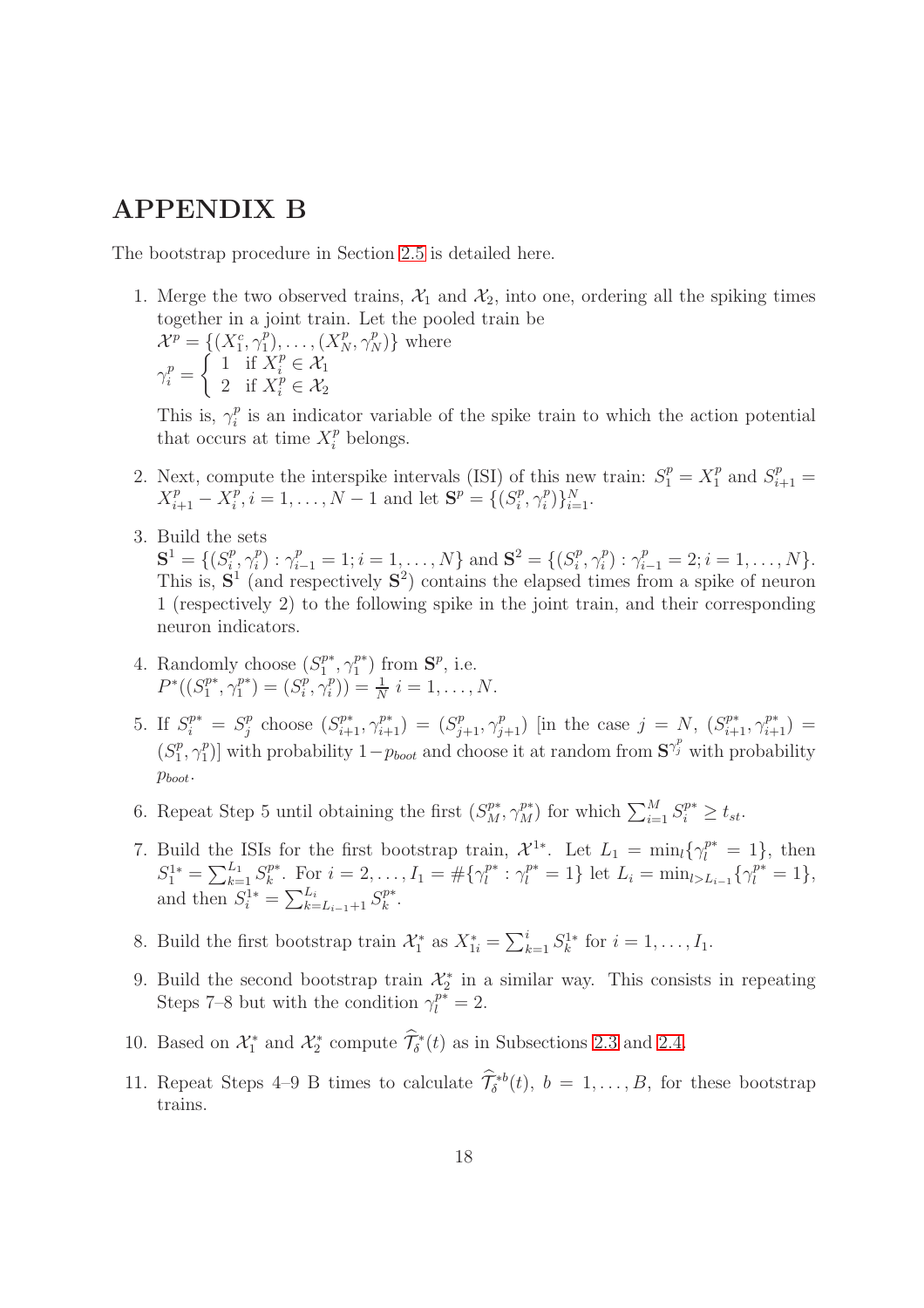# APPENDIX B

The bootstrap procedure in Section 2.5 is detailed here.

1. Merge the two observed trains, $\mathcal{X}_1$ and $\mathcal{X}_2$, into one, ordering all the spiking times together in a joint train. Let the pooled train be
   $\mathcal{X}^p = \{(X_1^c, \gamma_1^p), \ldots, (X_N^p, \gamma_N^p)\}$ where
   $\gamma_i^p = \begin{cases} 1 & \text{if } X_i^p \in \mathcal{X}_1 \\ 2 & \text{if } X_i^p \in \mathcal{X}_2 \end{cases}$

   This is, $\gamma_i^p$ is an indicator variable of the spike train to which the action potential that occurs at time $X_i^p$ belongs.

2. Next, compute the interspike intervals (ISI) of this new train: $S_1^p = X_1^p$ and $S_{i+1}^p = X_{i+1}^p - X_i^p, i = 1, \ldots, N-1$ and let $\mathbf{S}^p = \{(S_i^p, \gamma_i^p)\}_{i=1}^N$.

3. Build the sets
   $\mathbf{S}^1 = \{(S_i^p, \gamma_i^p) : \gamma_{i-1}^p = 1; i = 1, \ldots, N\}$ and $\mathbf{S}^2 = \{(S_i^p, \gamma_i^p) : \gamma_{i-1}^p = 2; i = 1, \ldots, N\}$. This is, $\mathbf{S}^1$ (and respectively $\mathbf{S}^2$) contains the elapsed times from a spike of neuron 1 (respectively 2) to the following spike in the joint train, and their corresponding neuron indicators.

4. Randomly choose $(S_1^{p*}, \gamma_1^{p*})$ from $\mathbf{S}^p$, i.e.
   $P^*((S_1^{p*}, \gamma_1^{p*}) = (S_i^p, \gamma_i^p)) = \frac{1}{N}$ $i = 1, \ldots, N$.

5. If $S_i^{p*} = S_j^p$ choose $(S_{i+1}^{p*}, \gamma_{i+1}^{p*}) = (S_{j+1}^p, \gamma_{j+1}^p)$ [in the case $j = N$, $(S_{i+1}^{p*}, \gamma_{i+1}^{p*}) = (S_1^p, \gamma_1^p)$] with probability $1 - p_{boot}$ and choose it at random from $\mathbf{S}^{\gamma_j^p}$ with probability $p_{boot}$.

6. Repeat Step 5 until obtaining the first $(S_M^{p*}, \gamma_M^{p*})$ for which $\sum_{i=1}^M S_i^{p*} \geq t_{st}$.

7. Build the ISIs for the first bootstrap train, $\mathcal{X}^{1*}$. Let $L_1 = \min_l\{\gamma_l^{p*} = 1\}$, then $S_1^{1*} = \sum_{k=1}^{L_1} S_k^{p*}$. For $i = 2, \ldots, I_1 = \#\{\gamma_l^{p*} : \gamma_l^{p*} = 1\}$ let $L_i = \min_{l > L_{i-1}}\{\gamma_l^{p*} = 1\}$, and then $S_i^{1*} = \sum_{k=L_{i-1}+1}^{L_i} S_k^{p*}$.

8. Build the first bootstrap train $\mathcal{X}_1^*$ as $X_{1i}^* = \sum_{k=1}^i S_k^{1*}$ for $i = 1, \ldots, I_1$.

9. Build the second bootstrap train $\mathcal{X}_2^*$ in a similar way. This consists in repeating Steps 7–8 but with the condition $\gamma_l^{p*} = 2$.

10. Based on $\mathcal{X}_1^*$ and $\mathcal{X}_2^*$ compute $\widehat{\mathcal{T}}_\delta^*(t)$ as in Subsections 2.3 and 2.4.

11. Repeat Steps 4–9 B times to calculate $\widehat{\mathcal{T}}_\delta^{*b}(t)$, $b = 1, \ldots, B$, for these bootstrap trains.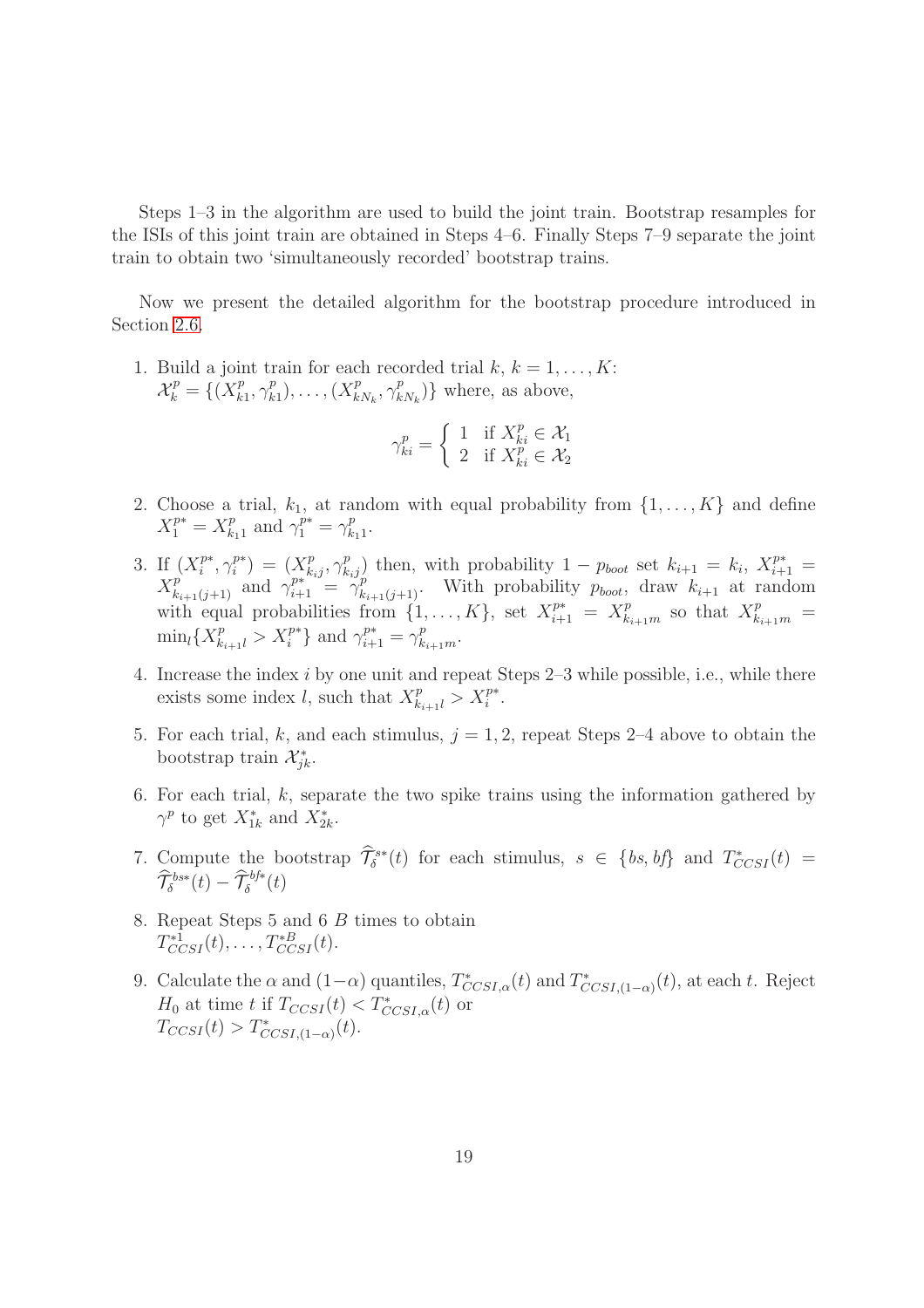Steps 1–3 in the algorithm are used to build the joint train. Bootstrap resamples for the ISIs of this joint train are obtained in Steps 4–6. Finally Steps 7–9 separate the joint train to obtain two 'simultaneously recorded' bootstrap trains.

Now we present the detailed algorithm for the bootstrap procedure introduced in Section 2.6.

1. Build a joint train for each recorded trial $k$, $k = 1, \ldots, K$: $\mathcal{X}_k^p = \{(X_{k1}^p, \gamma_{k1}^p), \ldots, (X_{kN_k}^p, \gamma_{kN_k}^p)\}$ where, as above,

$$\gamma_{ki}^p = \begin{cases} 1 & \text{if } X_{ki}^p \in \mathcal{X}_1 \\ 2 & \text{if } X_{ki}^p \in \mathcal{X}_2 \end{cases}$$

2. Choose a trial, $k_1$, at random with equal probability from $\{1, \ldots, K\}$ and define $X_1^{p*} = X_{k_1 1}^p$ and $\gamma_1^{p*} = \gamma_{k_1 1}^p$.

3. If $(X_i^{p*}, \gamma_i^{p*}) = (X_{k_i j}^p, \gamma_{k_i j}^p)$ then, with probability $1 - p_{boot}$ set $k_{i+1} = k_i$, $X_{i+1}^{p*} = X_{k_{i+1}(j+1)}^p$ and $\gamma_{i+1}^{p*} = \gamma_{k_{i+1}(j+1)}^p$. With probability $p_{boot}$, draw $k_{i+1}$ at random with equal probabilities from $\{1, \ldots, K\}$, set $X_{i+1}^{p*} = X_{k_{i+1}m}^p$ so that $X_{k_{i+1}m}^p = \min_l\{X_{k_{i+1}l}^p > X_i^{p*}\}$ and $\gamma_{i+1}^{p*} = \gamma_{k_{i+1}m}^p$.

4. Increase the index $i$ by one unit and repeat Steps 2–3 while possible, i.e., while there exists some index $l$, such that $X_{k_{i+1}l}^p > X_i^{p*}$.

5. For each trial, $k$, and each stimulus, $j = 1, 2$, repeat Steps 2–4 above to obtain the bootstrap train $\mathcal{X}_{jk}^*$.

6. For each trial, $k$, separate the two spike trains using the information gathered by $\gamma^p$ to get $X_{1k}^*$ and $X_{2k}^*$.

7. Compute the bootstrap $\widehat{\mathcal{T}}_\delta^{s*}(t)$ for each stimulus, $s \in \{bs, bf\}$ and $T_{CCSI}^*(t) = \widehat{\mathcal{T}}_\delta^{bs*}(t) - \widehat{\mathcal{T}}_\delta^{bf*}(t)$

8. Repeat Steps 5 and 6 $B$ times to obtain $T_{CCSI}^{*1}(t), \ldots, T_{CCSI}^{*B}(t)$.

9. Calculate the $\alpha$ and $(1-\alpha)$ quantiles, $T_{CCSI,\alpha}^*(t)$ and $T_{CCSI,(1-\alpha)}^*(t)$, at each $t$. Reject $H_0$ at time $t$ if $T_{CCSI}(t) < T_{CCSI,\alpha}^*(t)$ or $T_{CCSI}(t) > T_{CCSI,(1-\alpha)}^*(t)$.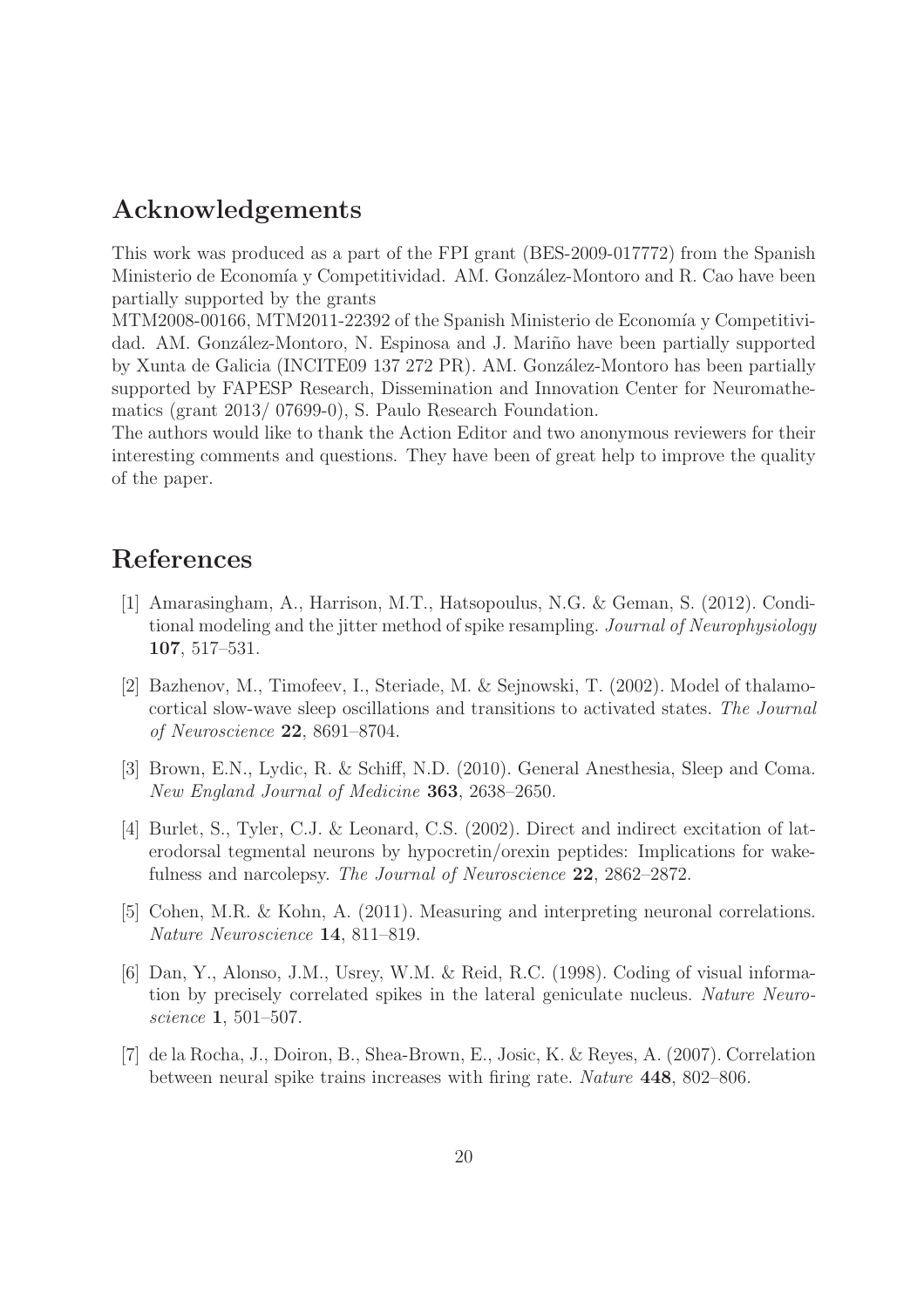## Acknowledgements

This work was produced as a part of the FPI grant (BES-2009-017772) from the Spanish Ministerio de Economía y Competitividad. AM. González-Montoro and R. Cao have been partially supported by the grants
MTM2008-00166, MTM2011-22392 of the Spanish Ministerio de Economía y Competitividad. AM. González-Montoro, N. Espinosa and J. Mariño have been partially supported by Xunta de Galicia (INCITE09 137 272 PR). AM. González-Montoro has been partially supported by FAPESP Research, Dissemination and Innovation Center for Neuromathematics (grant 2013/ 07699-0), S. Paulo Research Foundation.
The authors would like to thank the Action Editor and two anonymous reviewers for their interesting comments and questions. They have been of great help to improve the quality of the paper.

## References

[1] Amarasingham, A., Harrison, M.T., Hatsopoulus, N.G. & Geman, S. (2012). Conditional modeling and the jitter method of spike resampling. *Journal of Neurophysiology* **107**, 517–531.

[2] Bazhenov, M., Timofeev, I., Steriade, M. & Sejnowski, T. (2002). Model of thalamocortical slow-wave sleep oscillations and transitions to activated states. *The Journal of Neuroscience* **22**, 8691–8704.

[3] Brown, E.N., Lydic, R. & Schiff, N.D. (2010). General Anesthesia, Sleep and Coma. *New England Journal of Medicine* **363**, 2638–2650.

[4] Burlet, S., Tyler, C.J. & Leonard, C.S. (2002). Direct and indirect excitation of laterodorsal tegmental neurons by hypocretin/orexin peptides: Implications for wakefulness and narcolepsy. *The Journal of Neuroscience* **22**, 2862–2872.

[5] Cohen, M.R. & Kohn, A. (2011). Measuring and interpreting neuronal correlations. *Nature Neuroscience* **14**, 811–819.

[6] Dan, Y., Alonso, J.M., Usrey, W.M. & Reid, R.C. (1998). Coding of visual information by precisely correlated spikes in the lateral geniculate nucleus. *Nature Neuroscience* **1**, 501–507.

[7] de la Rocha, J., Doiron, B., Shea-Brown, E., Josic, K. & Reyes, A. (2007). Correlation between neural spike trains increases with firing rate. *Nature* **448**, 802–806.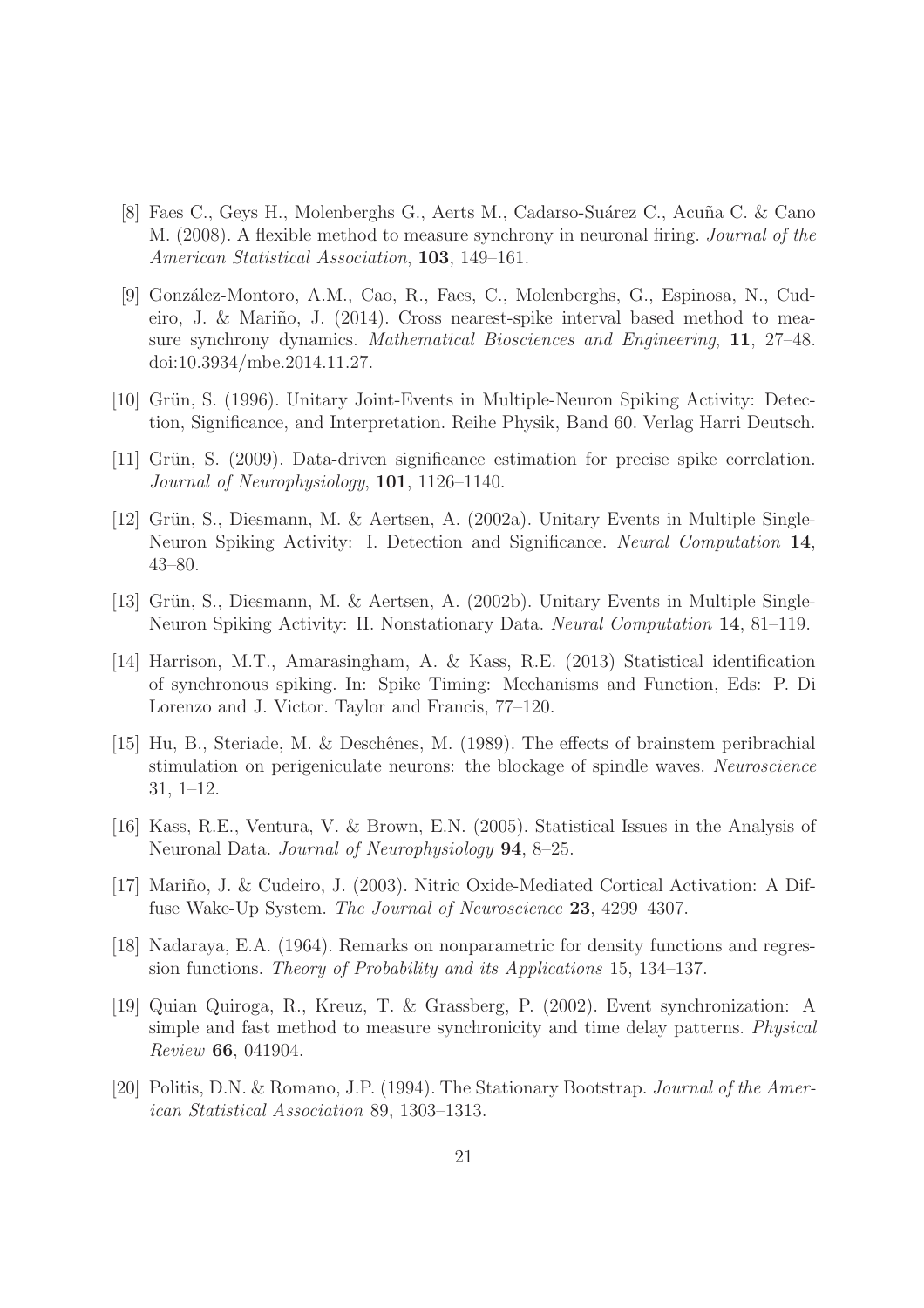[8] Faes C., Geys H., Molenberghs G., Aerts M., Cadarso-Suárez C., Acuña C. & Cano M. (2008). A flexible method to measure synchrony in neuronal firing. *Journal of the American Statistical Association*, **103**, 149–161.

[9] González-Montoro, A.M., Cao, R., Faes, C., Molenberghs, G., Espinosa, N., Cudeiro, J. & Mariño, J. (2014). Cross nearest-spike interval based method to measure synchrony dynamics. *Mathematical Biosciences and Engineering*, **11**, 27–48. doi:10.3934/mbe.2014.11.27.

[10] Grün, S. (1996). Unitary Joint-Events in Multiple-Neuron Spiking Activity: Detection, Significance, and Interpretation. Reihe Physik, Band 60. Verlag Harri Deutsch.

[11] Grün, S. (2009). Data-driven significance estimation for precise spike correlation. *Journal of Neurophysiology*, **101**, 1126–1140.

[12] Grün, S., Diesmann, M. & Aertsen, A. (2002a). Unitary Events in Multiple Single-Neuron Spiking Activity: I. Detection and Significance. *Neural Computation* **14**, 43–80.

[13] Grün, S., Diesmann, M. & Aertsen, A. (2002b). Unitary Events in Multiple Single-Neuron Spiking Activity: II. Nonstationary Data. *Neural Computation* **14**, 81–119.

[14] Harrison, M.T., Amarasingham, A. & Kass, R.E. (2013) Statistical identification of synchronous spiking. In: Spike Timing: Mechanisms and Function, Eds: P. Di Lorenzo and J. Victor. Taylor and Francis, 77–120.

[15] Hu, B., Steriade, M. & Deschênes, M. (1989). The effects of brainstem peribrachial stimulation on perigeniculate neurons: the blockage of spindle waves. *Neuroscience* 31, 1–12.

[16] Kass, R.E., Ventura, V. & Brown, E.N. (2005). Statistical Issues in the Analysis of Neuronal Data. *Journal of Neurophysiology* **94**, 8–25.

[17] Mariño, J. & Cudeiro, J. (2003). Nitric Oxide-Mediated Cortical Activation: A Diffuse Wake-Up System. *The Journal of Neuroscience* **23**, 4299–4307.

[18] Nadaraya, E.A. (1964). Remarks on nonparametric for density functions and regression functions. *Theory of Probability and its Applications* 15, 134–137.

[19] Quian Quiroga, R., Kreuz, T. & Grassberg, P. (2002). Event synchronization: A simple and fast method to measure synchronicity and time delay patterns. *Physical Review* **66**, 041904.

[20] Politis, D.N. & Romano, J.P. (1994). The Stationary Bootstrap. *Journal of the American Statistical Association* 89, 1303–1313.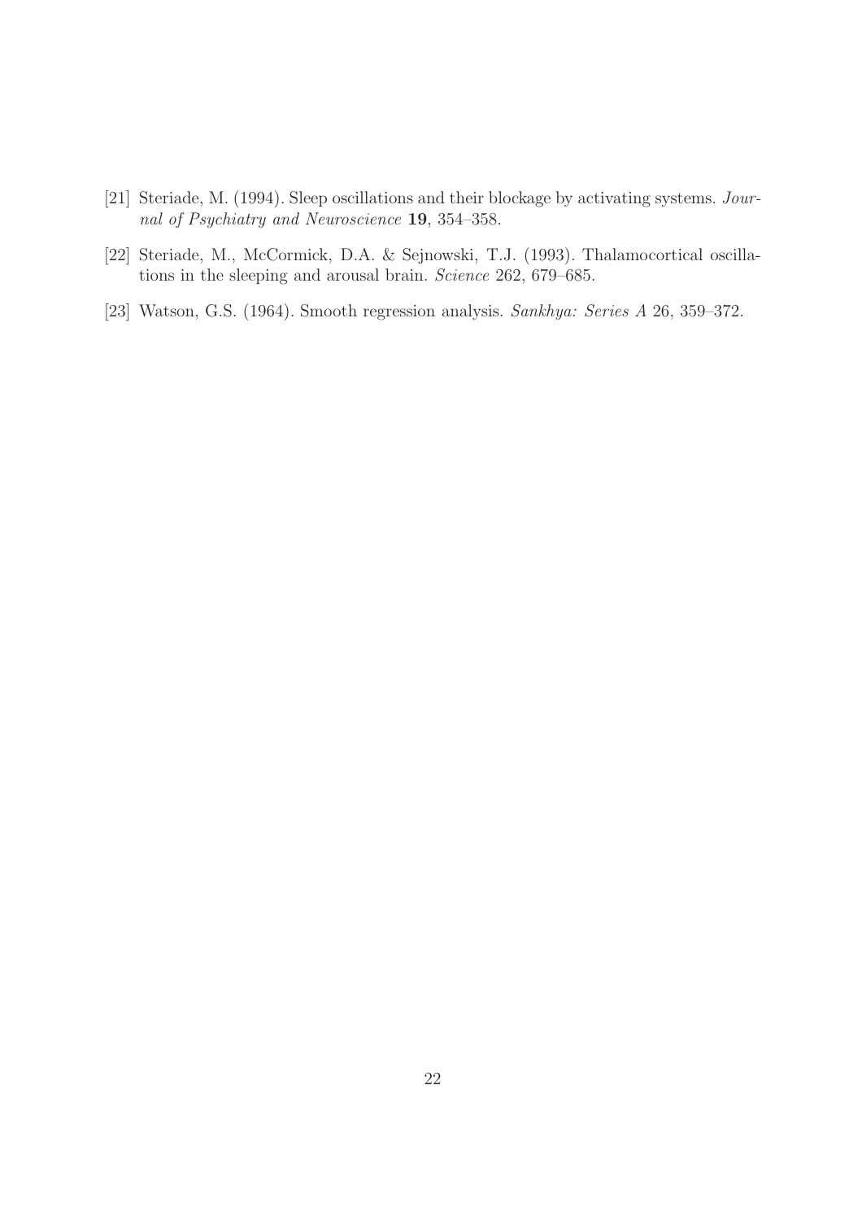[21] Steriade, M. (1994). Sleep oscillations and their blockage by activating systems. *Journal of Psychiatry and Neuroscience* **19**, 354–358.

[22] Steriade, M., McCormick, D.A. & Sejnowski, T.J. (1993). Thalamocortical oscillations in the sleeping and arousal brain. *Science* 262, 679–685.

[23] Watson, G.S. (1964). Smooth regression analysis. *Sankhya: Series A* 26, 359–372.